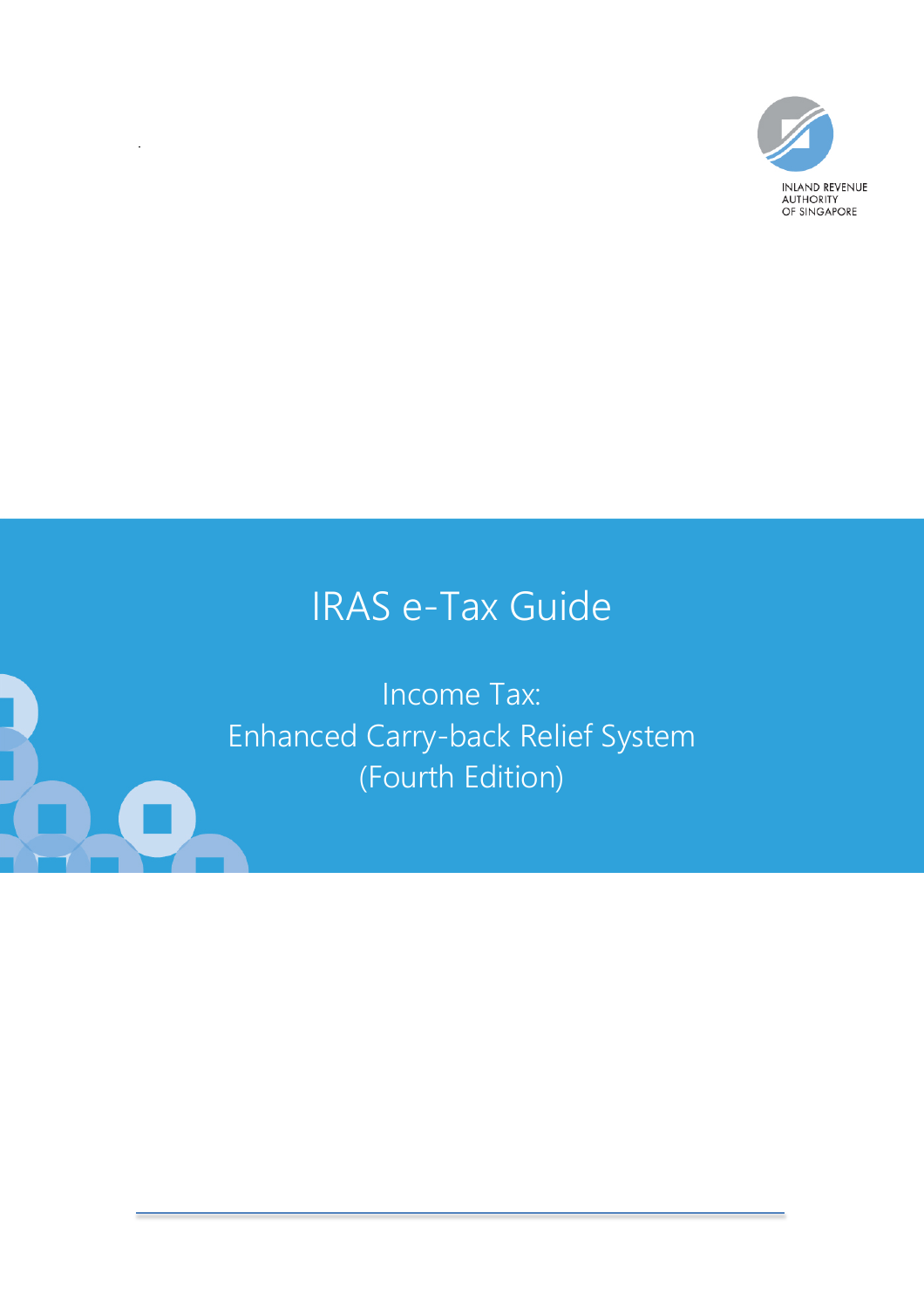INLAND REVENUE AUTHORITY OF SINGAPORE

# IRAS e-Tax Guide

## Income Tax: Enhanced Carry-back Relief System (Fourth Edition)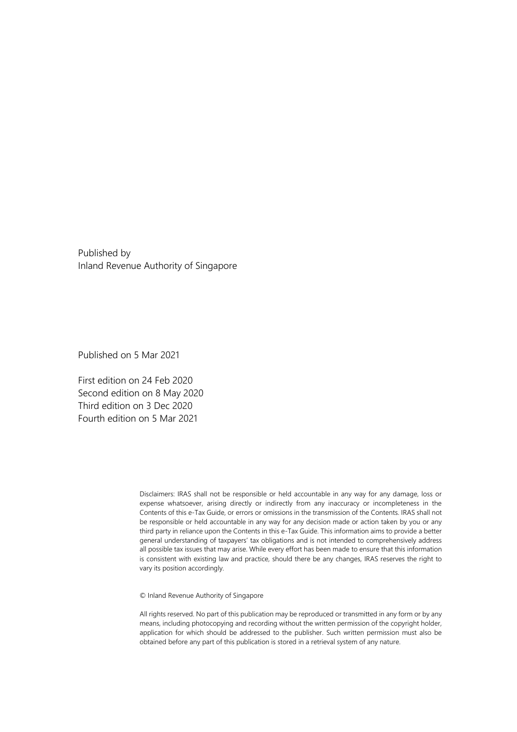Published by
Inland Revenue Authority of Singapore

Published on 5 Mar 2021

First edition on 24 Feb 2020
Second edition on 8 May 2020
Third edition on 3 Dec 2020
Fourth edition on 5 Mar 2021

Disclaimers: IRAS shall not be responsible or held accountable in any way for any damage, loss or expense whatsoever, arising directly or indirectly from any inaccuracy or incompleteness in the Contents of this e-Tax Guide, or errors or omissions in the transmission of the Contents. IRAS shall not be responsible or held accountable in any way for any decision made or action taken by you or any third party in reliance upon the Contents in this e-Tax Guide. This information aims to provide a better general understanding of taxpayers' tax obligations and is not intended to comprehensively address all possible tax issues that may arise. While every effort has been made to ensure that this information is consistent with existing law and practice, should there be any changes, IRAS reserves the right to vary its position accordingly.

© Inland Revenue Authority of Singapore

All rights reserved. No part of this publication may be reproduced or transmitted in any form or by any means, including photocopying and recording without the written permission of the copyright holder, application for which should be addressed to the publisher. Such written permission must also be obtained before any part of this publication is stored in a retrieval system of any nature.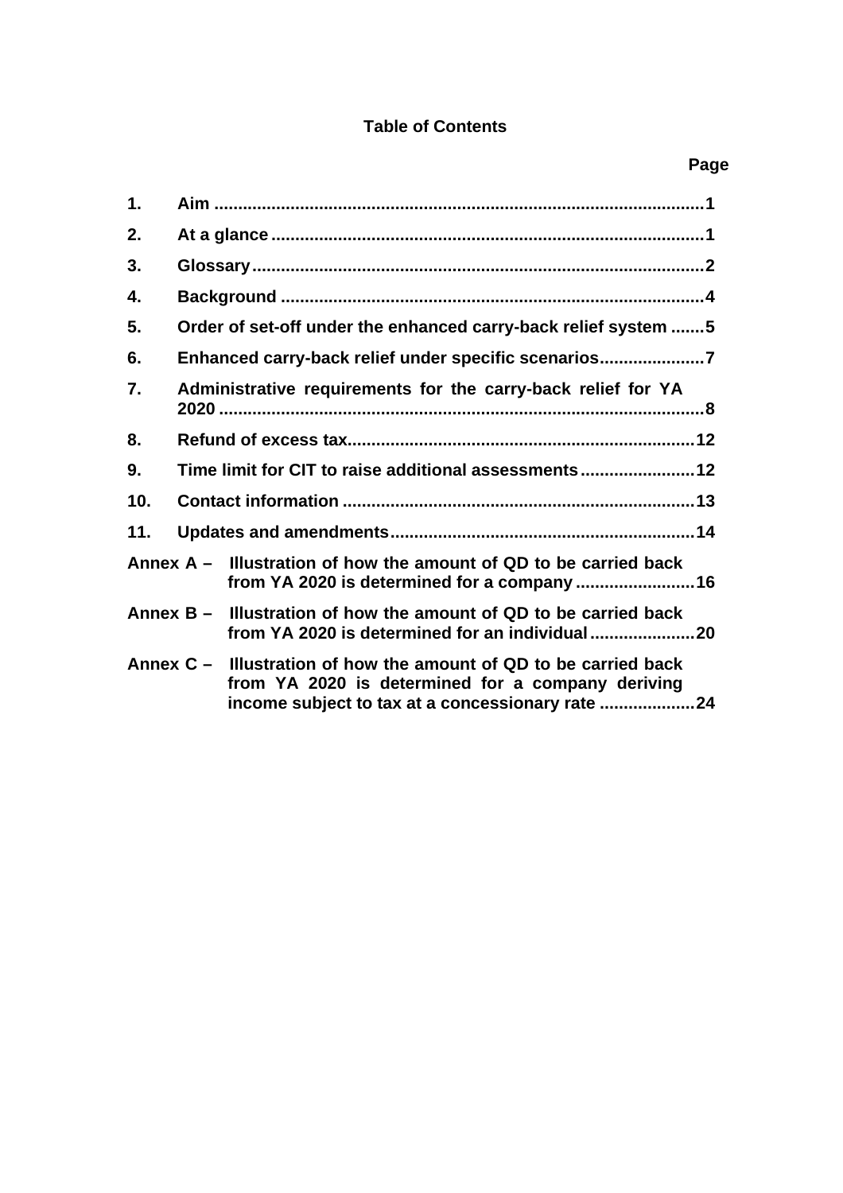**Table of Contents**

| | | Page |
|---|---|---|
| 1. | Aim | 1 |
| 2. | At a glance | 1 |
| 3. | Glossary | 2 |
| 4. | Background | 4 |
| 5. | Order of set-off under the enhanced carry-back relief system | 5 |
| 6. | Enhanced carry-back relief under specific scenarios | 7 |
| 7. | Administrative requirements for the carry-back relief for YA 2020 | 8 |
| 8. | Refund of excess tax | 12 |
| 9. | Time limit for CIT to raise additional assessments | 12 |
| 10. | Contact information | 13 |
| 11. | Updates and amendments | 14 |
| Annex A – | Illustration of how the amount of QD to be carried back from YA 2020 is determined for a company | 16 |
| Annex B – | Illustration of how the amount of QD to be carried back from YA 2020 is determined for an individual | 20 |
| Annex C – | Illustration of how the amount of QD to be carried back from YA 2020 is determined for a company deriving income subject to tax at a concessionary rate | 24 |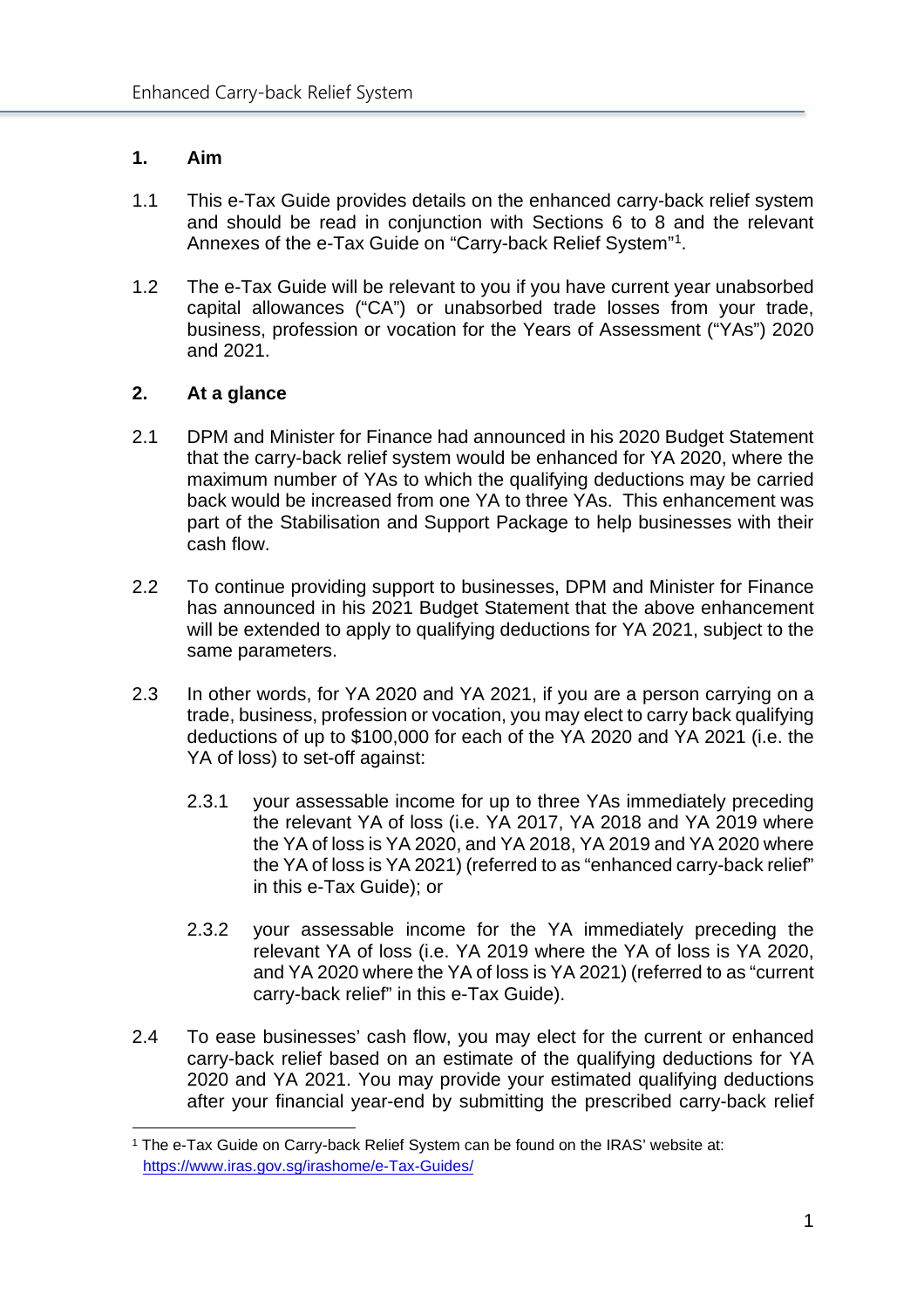## 1. Aim

1.1 This e-Tax Guide provides details on the enhanced carry-back relief system and should be read in conjunction with Sections 6 to 8 and the relevant Annexes of the e-Tax Guide on "Carry-back Relief System"[1].

1.2 The e-Tax Guide will be relevant to you if you have current year unabsorbed capital allowances ("CA") or unabsorbed trade losses from your trade, business, profession or vocation for the Years of Assessment ("YAs") 2020 and 2021.

## 2. At a glance

2.1 DPM and Minister for Finance had announced in his 2020 Budget Statement that the carry-back relief system would be enhanced for YA 2020, where the maximum number of YAs to which the qualifying deductions may be carried back would be increased from one YA to three YAs. This enhancement was part of the Stabilisation and Support Package to help businesses with their cash flow.

2.2 To continue providing support to businesses, DPM and Minister for Finance has announced in his 2021 Budget Statement that the above enhancement will be extended to apply to qualifying deductions for YA 2021, subject to the same parameters.

2.3 In other words, for YA 2020 and YA 2021, if you are a person carrying on a trade, business, profession or vocation, you may elect to carry back qualifying deductions of up to $100,000 for each of the YA 2020 and YA 2021 (i.e. the YA of loss) to set-off against:

2.3.1 your assessable income for up to three YAs immediately preceding the relevant YA of loss (i.e. YA 2017, YA 2018 and YA 2019 where the YA of loss is YA 2020, and YA 2018, YA 2019 and YA 2020 where the YA of loss is YA 2021) (referred to as "enhanced carry-back relief" in this e-Tax Guide); or

2.3.2 your assessable income for the YA immediately preceding the relevant YA of loss (i.e. YA 2019 where the YA of loss is YA 2020, and YA 2020 where the YA of loss is YA 2021) (referred to as "current carry-back relief" in this e-Tax Guide).

2.4 To ease businesses' cash flow, you may elect for the current or enhanced carry-back relief based on an estimate of the qualifying deductions for YA 2020 and YA 2021. You may provide your estimated qualifying deductions after your financial year-end by submitting the prescribed carry-back relief

[1] The e-Tax Guide on Carry-back Relief System can be found on the IRAS' website at: https://www.iras.gov.sg/irashome/e-Tax-Guides/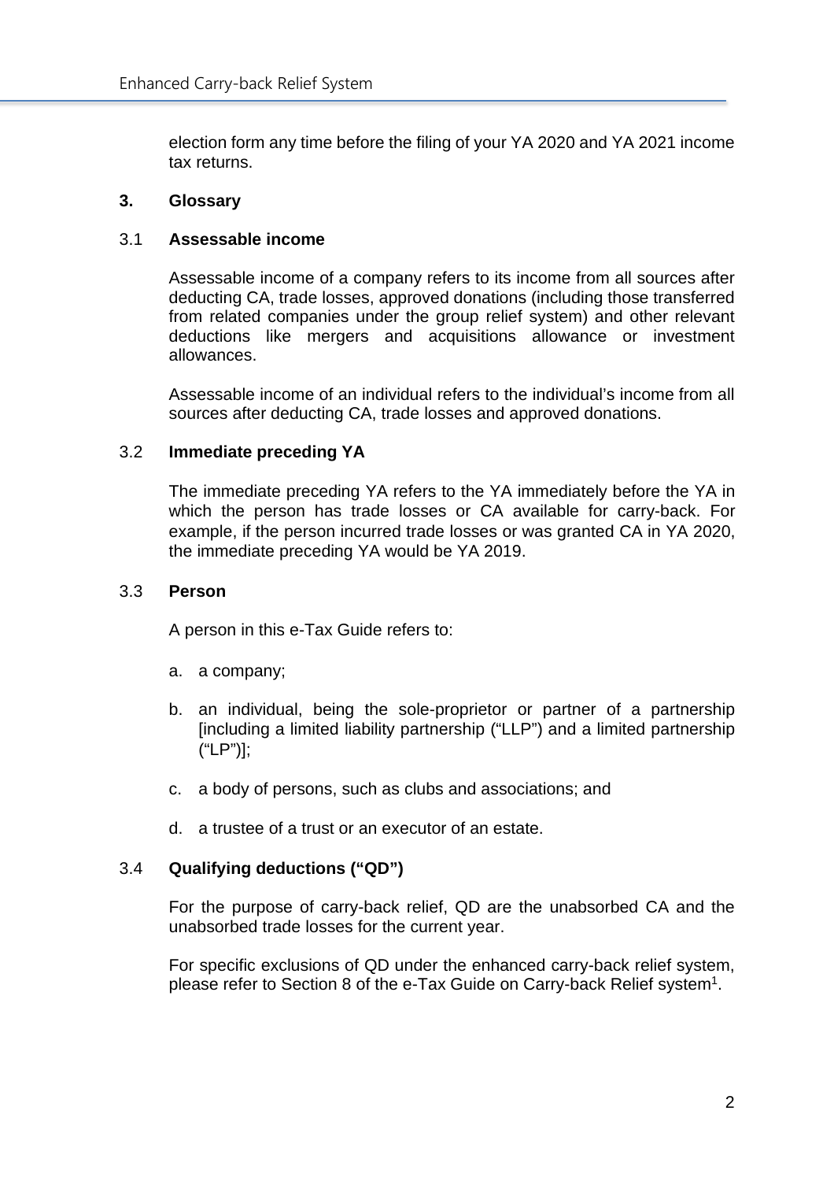election form any time before the filing of your YA 2020 and YA 2021 income tax returns.

## 3. Glossary

### 3.1 Assessable income

Assessable income of a company refers to its income from all sources after deducting CA, trade losses, approved donations (including those transferred from related companies under the group relief system) and other relevant deductions like mergers and acquisitions allowance or investment allowances.

Assessable income of an individual refers to the individual's income from all sources after deducting CA, trade losses and approved donations.

### 3.2 Immediate preceding YA

The immediate preceding YA refers to the YA immediately before the YA in which the person has trade losses or CA available for carry-back. For example, if the person incurred trade losses or was granted CA in YA 2020, the immediate preceding YA would be YA 2019.

### 3.3 Person

A person in this e-Tax Guide refers to:

a. a company;

b. an individual, being the sole-proprietor or partner of a partnership [including a limited liability partnership ("LLP") and a limited partnership ("LP")];

c. a body of persons, such as clubs and associations; and

d. a trustee of a trust or an executor of an estate.

### 3.4 Qualifying deductions ("QD")

For the purpose of carry-back relief, QD are the unabsorbed CA and the unabsorbed trade losses for the current year.

For specific exclusions of QD under the enhanced carry-back relief system, please refer to Section 8 of the e-Tax Guide on Carry-back Relief system[1].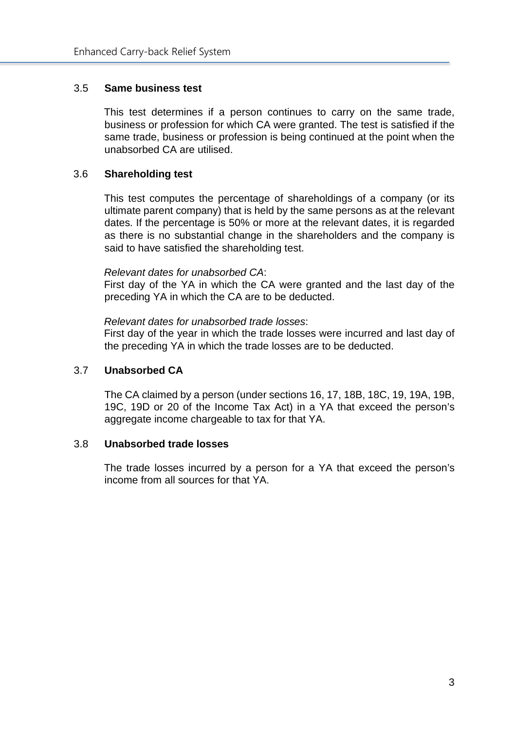### 3.5 Same business test

This test determines if a person continues to carry on the same trade, business or profession for which CA were granted. The test is satisfied if the same trade, business or profession is being continued at the point when the unabsorbed CA are utilised.

### 3.6 Shareholding test

This test computes the percentage of shareholdings of a company (or its ultimate parent company) that is held by the same persons as at the relevant dates. If the percentage is 50% or more at the relevant dates, it is regarded as there is no substantial change in the shareholders and the company is said to have satisfied the shareholding test.

*Relevant dates for unabsorbed CA*:
First day of the YA in which the CA were granted and the last day of the preceding YA in which the CA are to be deducted.

*Relevant dates for unabsorbed trade losses*:
First day of the year in which the trade losses were incurred and last day of the preceding YA in which the trade losses are to be deducted.

### 3.7 Unabsorbed CA

The CA claimed by a person (under sections 16, 17, 18B, 18C, 19, 19A, 19B, 19C, 19D or 20 of the Income Tax Act) in a YA that exceed the person's aggregate income chargeable to tax for that YA.

### 3.8 Unabsorbed trade losses

The trade losses incurred by a person for a YA that exceed the person's income from all sources for that YA.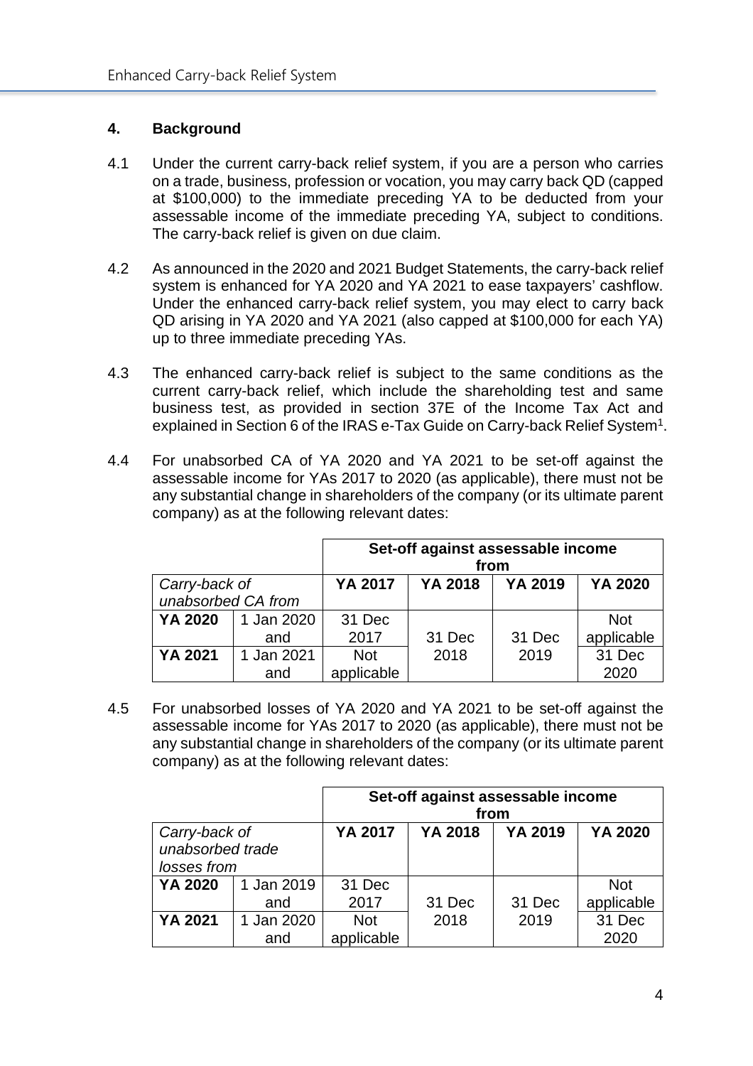## 4. Background

4.1 Under the current carry-back relief system, if you are a person who carries on a trade, business, profession or vocation, you may carry back QD (capped at $100,000) to the immediate preceding YA to be deducted from your assessable income of the immediate preceding YA, subject to conditions. The carry-back relief is given on due claim.

4.2 As announced in the 2020 and 2021 Budget Statements, the carry-back relief system is enhanced for YA 2020 and YA 2021 to ease taxpayers' cashflow. Under the enhanced carry-back relief system, you may elect to carry back QD arising in YA 2020 and YA 2021 (also capped at $100,000 for each YA) up to three immediate preceding YAs.

4.3 The enhanced carry-back relief is subject to the same conditions as the current carry-back relief, which include the shareholding test and same business test, as provided in section 37E of the Income Tax Act and explained in Section 6 of the IRAS e-Tax Guide on Carry-back Relief System[1].

4.4 For unabsorbed CA of YA 2020 and YA 2021 to be set-off against the assessable income for YAs 2017 to 2020 (as applicable), there must not be any substantial change in shareholders of the company (or its ultimate parent company) as at the following relevant dates:

| | | Set-off against assessable income from | | | |
|---|---|---|---|---|---|
| *Carry-back of unabsorbed CA from* | | **YA 2017** | **YA 2018** | **YA 2019** | **YA 2020** |
| **YA 2020** | 1 Jan 2020 and | 31 Dec 2017 | 31 Dec 2018 | 31 Dec 2019 | Not applicable |
| **YA 2021** | 1 Jan 2021 and | Not applicable | 31 Dec 2018 | 31 Dec 2019 | 31 Dec 2020 |

4.5 For unabsorbed losses of YA 2020 and YA 2021 to be set-off against the assessable income for YAs 2017 to 2020 (as applicable), there must not be any substantial change in shareholders of the company (or its ultimate parent company) as at the following relevant dates:

| | | Set-off against assessable income from | | | |
|---|---|---|---|---|---|
| *Carry-back of unabsorbed trade losses from* | | **YA 2017** | **YA 2018** | **YA 2019** | **YA 2020** |
| **YA 2020** | 1 Jan 2019 and | 31 Dec 2017 | 31 Dec 2018 | 31 Dec 2019 | Not applicable |
| **YA 2021** | 1 Jan 2020 and | Not applicable | 31 Dec 2018 | 31 Dec 2019 | 31 Dec 2020 |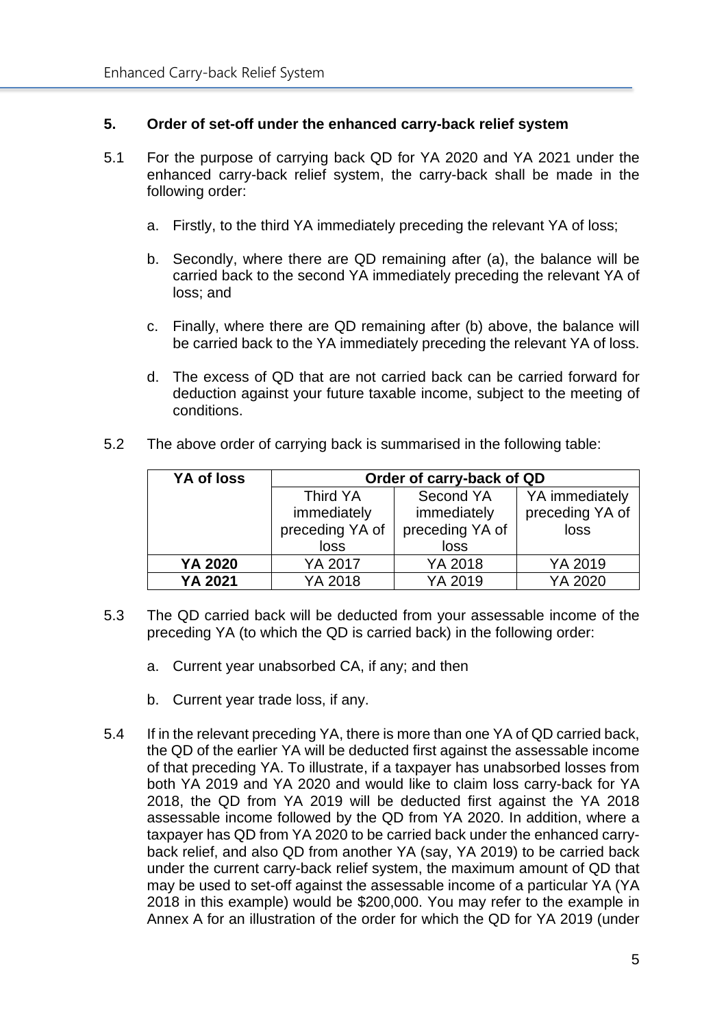## 5. Order of set-off under the enhanced carry-back relief system

5.1 For the purpose of carrying back QD for YA 2020 and YA 2021 under the enhanced carry-back relief system, the carry-back shall be made in the following order:

a. Firstly, to the third YA immediately preceding the relevant YA of loss;

b. Secondly, where there are QD remaining after (a), the balance will be carried back to the second YA immediately preceding the relevant YA of loss; and

c. Finally, where there are QD remaining after (b) above, the balance will be carried back to the YA immediately preceding the relevant YA of loss.

d. The excess of QD that are not carried back can be carried forward for deduction against your future taxable income, subject to the meeting of conditions.

5.2 The above order of carrying back is summarised in the following table:

| YA of loss | Order of carry-back of QD | | |
|---|---|---|---|
| | Third YA immediately preceding YA of loss | Second YA immediately preceding YA of loss | YA immediately preceding YA of loss |
| **YA 2020** | YA 2017 | YA 2018 | YA 2019 |
| **YA 2021** | YA 2018 | YA 2019 | YA 2020 |

5.3 The QD carried back will be deducted from your assessable income of the preceding YA (to which the QD is carried back) in the following order:

a. Current year unabsorbed CA, if any; and then

b. Current year trade loss, if any.

5.4 If in the relevant preceding YA, there is more than one YA of QD carried back, the QD of the earlier YA will be deducted first against the assessable income of that preceding YA. To illustrate, if a taxpayer has unabsorbed losses from both YA 2019 and YA 2020 and would like to claim loss carry-back for YA 2018, the QD from YA 2019 will be deducted first against the YA 2018 assessable income followed by the QD from YA 2020. In addition, where a taxpayer has QD from YA 2020 to be carried back under the enhanced carry-back relief, and also QD from another YA (say, YA 2019) to be carried back under the current carry-back relief system, the maximum amount of QD that may be used to set-off against the assessable income of a particular YA (YA 2018 in this example) would be $200,000. You may refer to the example in Annex A for an illustration of the order for which the QD for YA 2019 (under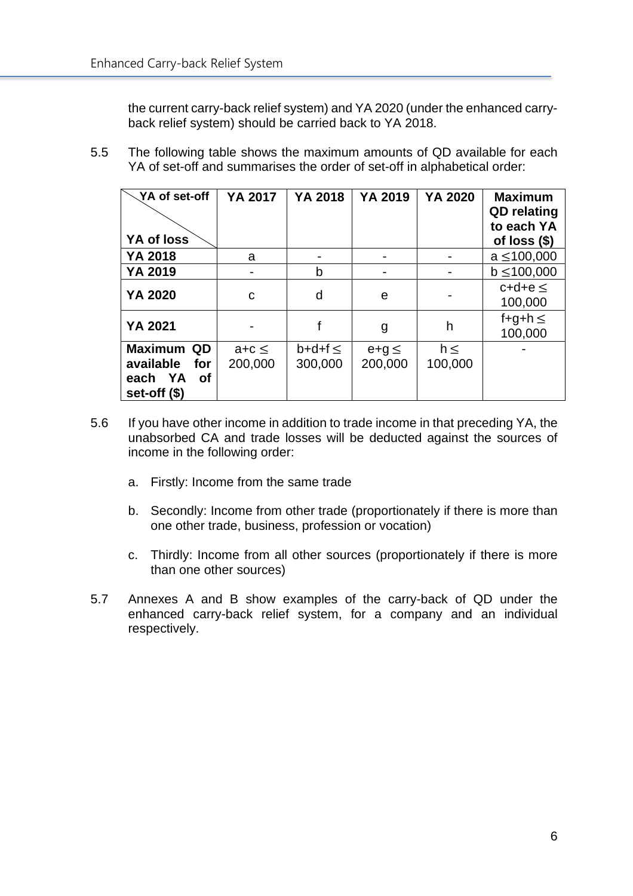the current carry-back relief system) and YA 2020 (under the enhanced carry-back relief system) should be carried back to YA 2018.

5.5 The following table shows the maximum amounts of QD available for each YA of set-off and summarises the order of set-off in alphabetical order:

| YA of set-off / YA of loss | YA 2017 | YA 2018 | YA 2019 | YA 2020 | Maximum QD relating to each YA of loss ($) |
|---|---|---|---|---|---|
| **YA 2018** | a | - | - | - | $a \leq 100{,}000$ |
| **YA 2019** | - | b | - | - | $b \leq 100{,}000$ |
| **YA 2020** | c | d | e | - | $c+d+e \leq 100{,}000$ |
| **YA 2021** | - | f | g | h | $f+g+h \leq 100{,}000$ |
| **Maximum QD available for each YA of set-off ($)** | $a+c \leq 200{,}000$ | $b+d+f \leq 300{,}000$ | $e+g \leq 200{,}000$ | $h \leq 100{,}000$ | - |

5.6 If you have other income in addition to trade income in that preceding YA, the unabsorbed CA and trade losses will be deducted against the sources of income in the following order:

a. Firstly: Income from the same trade

b. Secondly: Income from other trade (proportionately if there is more than one other trade, business, profession or vocation)

c. Thirdly: Income from all other sources (proportionately if there is more than one other sources)

5.7 Annexes A and B show examples of the carry-back of QD under the enhanced carry-back relief system, for a company and an individual respectively.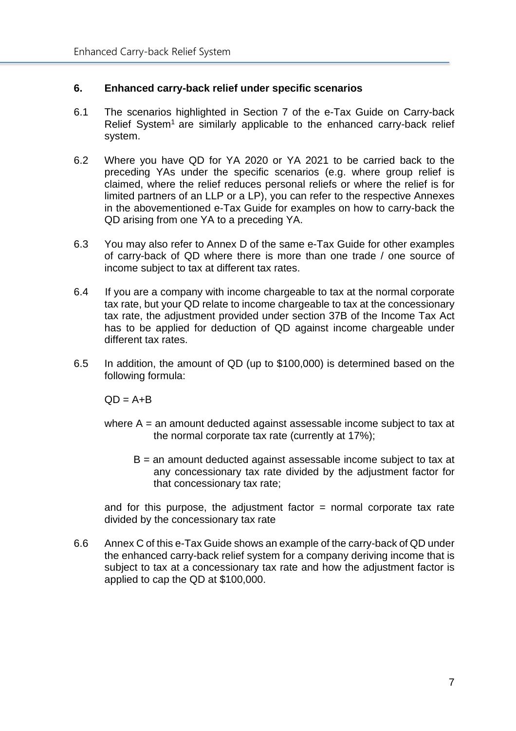## 6. Enhanced carry-back relief under specific scenarios

6.1 The scenarios highlighted in Section 7 of the e-Tax Guide on Carry-back Relief System[1] are similarly applicable to the enhanced carry-back relief system.

6.2 Where you have QD for YA 2020 or YA 2021 to be carried back to the preceding YAs under the specific scenarios (e.g. where group relief is claimed, where the relief reduces personal reliefs or where the relief is for limited partners of an LLP or a LP), you can refer to the respective Annexes in the abovementioned e-Tax Guide for examples on how to carry-back the QD arising from one YA to a preceding YA.

6.3 You may also refer to Annex D of the same e-Tax Guide for other examples of carry-back of QD where there is more than one trade / one source of income subject to tax at different tax rates.

6.4 If you are a company with income chargeable to tax at the normal corporate tax rate, but your QD relate to income chargeable to tax at the concessionary tax rate, the adjustment provided under section 37B of the Income Tax Act has to be applied for deduction of QD against income chargeable under different tax rates.

6.5 In addition, the amount of QD (up to $100,000) is determined based on the following formula:

QD = A+B

where A = an amount deducted against assessable income subject to tax at the normal corporate tax rate (currently at 17%);

B = an amount deducted against assessable income subject to tax at any concessionary tax rate divided by the adjustment factor for that concessionary tax rate;

and for this purpose, the adjustment factor = normal corporate tax rate divided by the concessionary tax rate

6.6 Annex C of this e-Tax Guide shows an example of the carry-back of QD under the enhanced carry-back relief system for a company deriving income that is subject to tax at a concessionary tax rate and how the adjustment factor is applied to cap the QD at $100,000.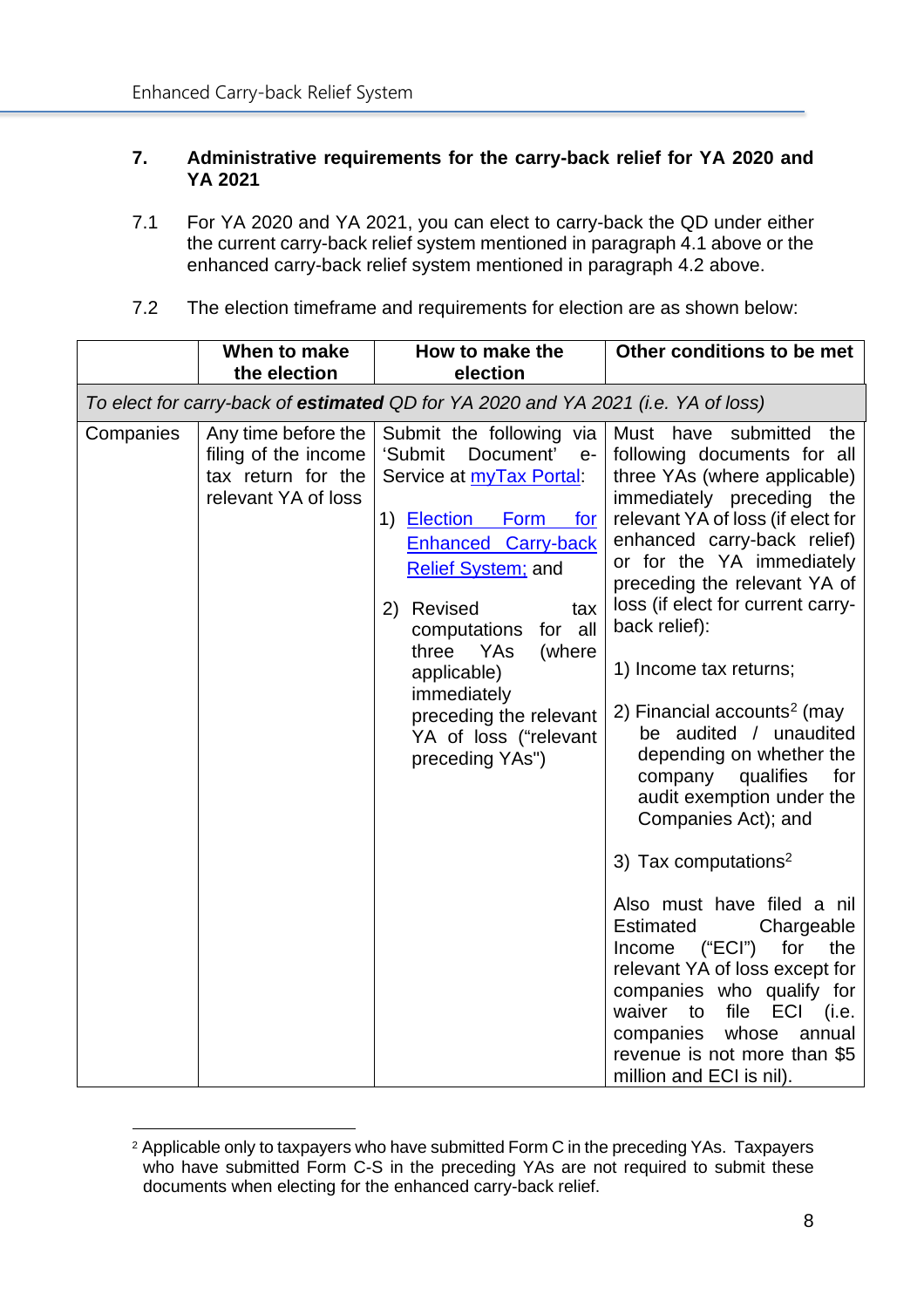## 7. Administrative requirements for the carry-back relief for YA 2020 and YA 2021

7.1 For YA 2020 and YA 2021, you can elect to carry-back the QD under either the current carry-back relief system mentioned in paragraph 4.1 above or the enhanced carry-back relief system mentioned in paragraph 4.2 above.

7.2 The election timeframe and requirements for election are as shown below:

| | When to make the election | How to make the election | Other conditions to be met |
|---|---|---|---|
| *To elect for carry-back of* ***estimated*** *QD for YA 2020 and YA 2021 (i.e. YA of loss)* | | | |
| Companies | Any time before the filing of the income tax return for the relevant YA of loss | Submit the following via 'Submit Document' e-Service at myTax Portal:<br><br>1) Election Form for Enhanced Carry-back Relief System; and<br><br>2) Revised tax computations for all three YAs (where applicable) immediately preceding the relevant YA of loss ("relevant preceding YAs") | Must have submitted the following documents for all three YAs (where applicable) immediately preceding the relevant YA of loss (if elect for enhanced carry-back relief) or for the YA immediately preceding the relevant YA of loss (if elect for current carry-back relief):<br><br>1) Income tax returns;<br><br>2) Financial accounts[2] (may be audited / unaudited depending on whether the company qualifies for audit exemption under the Companies Act); and<br><br>3) Tax computations[2]<br><br>Also must have filed a nil Estimated Chargeable Income ("ECI") for the relevant YA of loss except for companies who qualify for waiver to file ECI (i.e. companies whose annual revenue is not more than $5 million and ECI is nil). |

[2] Applicable only to taxpayers who have submitted Form C in the preceding YAs. Taxpayers who have submitted Form C-S in the preceding YAs are not required to submit these documents when electing for the enhanced carry-back relief.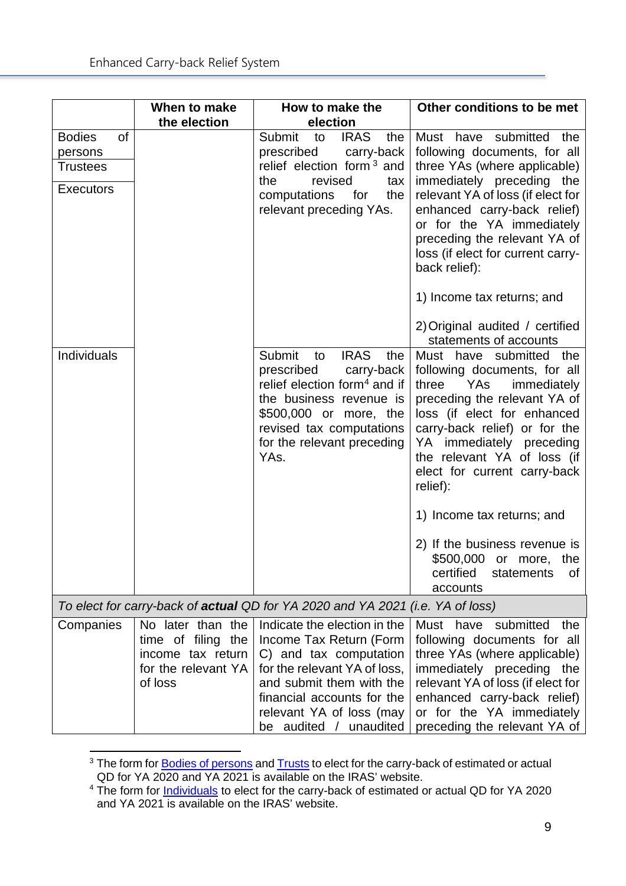| | When to make the election | How to make the election | Other conditions to be met |
|---|---|---|---|
| Bodies of persons<br>Trustees<br>Executors | | Submit to IRAS the prescribed carry-back relief election form[3] and the revised tax computations for the relevant preceding YAs. | Must have submitted the following documents, for all three YAs (where applicable) immediately preceding the relevant YA of loss (if elect for enhanced carry-back relief) or for the YA immediately preceding the relevant YA of loss (if elect for current carry-back relief):<br><br>1) Income tax returns; and<br><br>2) Original audited / certified statements of accounts |
| Individuals | | Submit to IRAS the prescribed carry-back relief election form[4] and if the business revenue is $500,000 or more, the revised tax computations for the relevant preceding YAs. | Must have submitted the following documents, for all three YAs immediately preceding the relevant YA of loss (if elect for enhanced carry-back relief) or for the YA immediately preceding the relevant YA of loss (if elect for current carry-back relief):<br><br>1) Income tax returns; and<br><br>2) If the business revenue is $500,000 or more, the certified statements of accounts |
| *To elect for carry-back of **actual** QD for YA 2020 and YA 2021 (i.e. YA of loss)* | | | |
| Companies | No later than the time of filing the income tax return for the relevant YA of loss | Indicate the election in the Income Tax Return (Form C) and tax computation for the relevant YA of loss, and submit them with the financial accounts for the relevant YA of loss (may be audited / unaudited | Must have submitted the following documents for all three YAs (where applicable) immediately preceding the relevant YA of loss (if elect for enhanced carry-back relief) or for the YA immediately preceding the relevant YA of |

[3] The form for Bodies of persons and Trusts to elect for the carry-back of estimated or actual QD for YA 2020 and YA 2021 is available on the IRAS' website.

[4] The form for Individuals to elect for the carry-back of estimated or actual QD for YA 2020 and YA 2021 is available on the IRAS' website.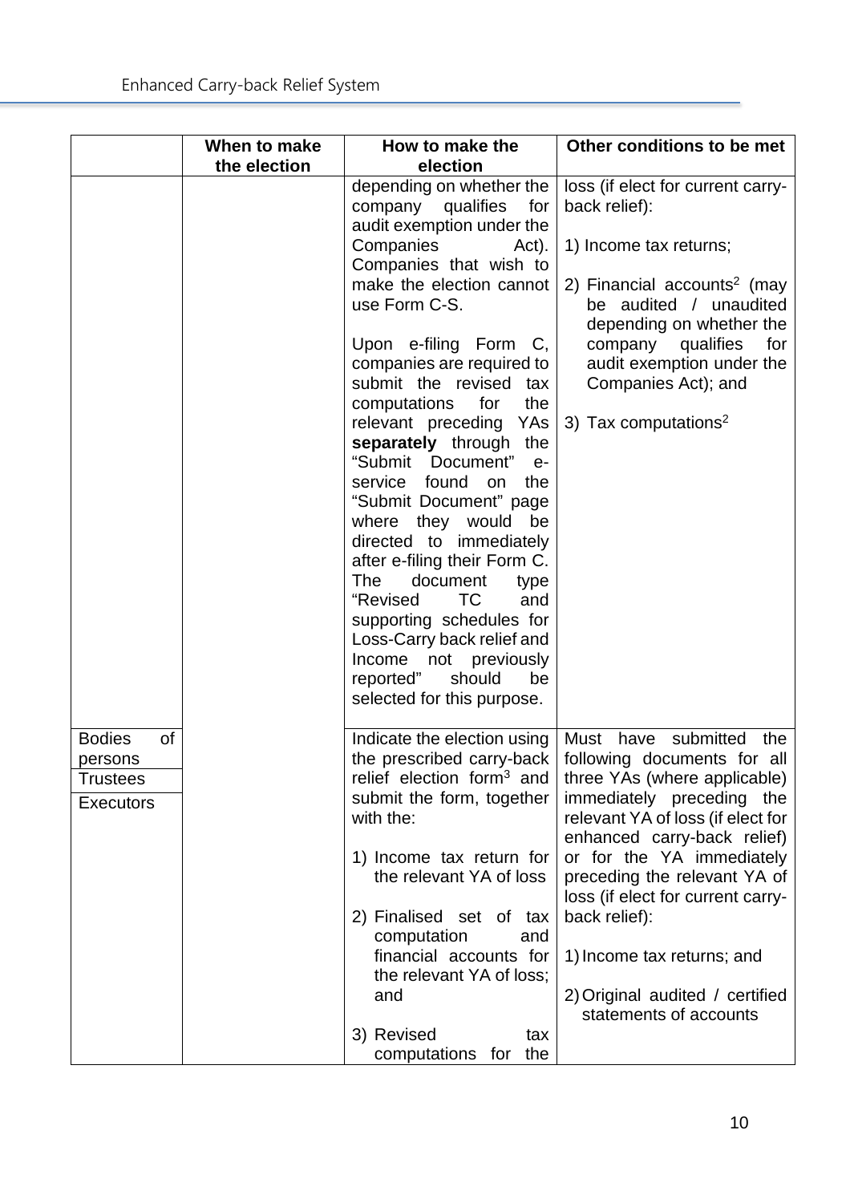| | When to make the election | How to make the election | Other conditions to be met |
|---|---|---|---|
| | | depending on whether the company qualifies for audit exemption under the Companies Act). Companies that wish to make the election cannot use Form C-S.<br><br>Upon e-filing Form C, companies are required to submit the revised tax computations for the relevant preceding YAs **separately** through the "Submit Document" e-service found on the "Submit Document" page where they would be directed to immediately after e-filing their Form C. The document type "Revised TC and supporting schedules for Loss-Carry back relief and Income not previously reported" should be selected for this purpose. | loss (if elect for current carry-back relief):<br><br>1) Income tax returns;<br><br>2) Financial accounts[2] (may be audited / unaudited depending on whether the company qualifies for audit exemption under the Companies Act); and<br><br>3) Tax computations[2] |
| Bodies of persons<br>Trustees<br>Executors | | Indicate the election using the prescribed carry-back relief election form[3] and submit the form, together with the:<br><br>1) Income tax return for the relevant YA of loss<br><br>2) Finalised set of tax computation and financial accounts for the relevant YA of loss; and<br><br>3) Revised tax computations for the | Must have submitted the following documents for all three YAs (where applicable) immediately preceding the relevant YA of loss (if elect for enhanced carry-back relief) or for the YA immediately preceding the relevant YA of loss (if elect for current carry-back relief):<br><br>1) Income tax returns; and<br><br>2) Original audited / certified statements of accounts |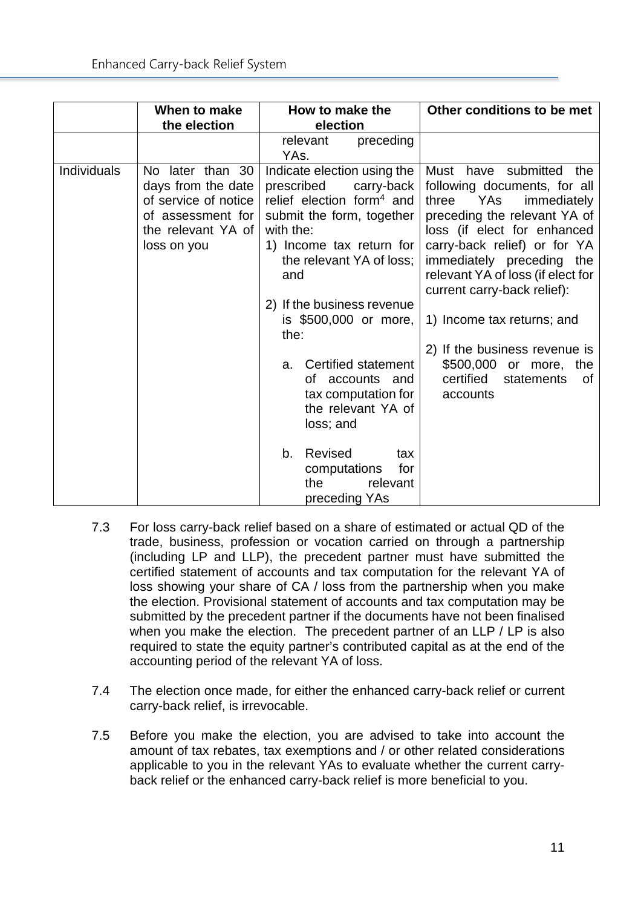| | When to make the election | How to make the election | Other conditions to be met |
|---|---|---|---|
| | | relevant preceding YAs. | |
| Individuals | No later than 30 days from the date of service of notice of assessment for the relevant YA of loss on you | Indicate election using the prescribed carry-back relief election form[4] and submit the form, together with the:<br>1) Income tax return for the relevant YA of loss; and<br>2) If the business revenue is $500,000 or more, the:<br>a. Certified statement of accounts and tax computation for the relevant YA of loss; and<br>b. Revised tax computations for the relevant preceding YAs | Must have submitted the following documents, for all three YAs immediately preceding the relevant YA of loss (if elect for enhanced carry-back relief) or for YA immediately preceding the relevant YA of loss (if elect for current carry-back relief):<br>1) Income tax returns; and<br>2) If the business revenue is $500,000 or more, the certified statements of accounts |

7.3 For loss carry-back relief based on a share of estimated or actual QD of the trade, business, profession or vocation carried on through a partnership (including LP and LLP), the precedent partner must have submitted the certified statement of accounts and tax computation for the relevant YA of loss showing your share of CA / loss from the partnership when you make the election. Provisional statement of accounts and tax computation may be submitted by the precedent partner if the documents have not been finalised when you make the election. The precedent partner of an LLP / LP is also required to state the equity partner's contributed capital as at the end of the accounting period of the relevant YA of loss.

7.4 The election once made, for either the enhanced carry-back relief or current carry-back relief, is irrevocable.

7.5 Before you make the election, you are advised to take into account the amount of tax rebates, tax exemptions and / or other related considerations applicable to you in the relevant YAs to evaluate whether the current carry-back relief or the enhanced carry-back relief is more beneficial to you.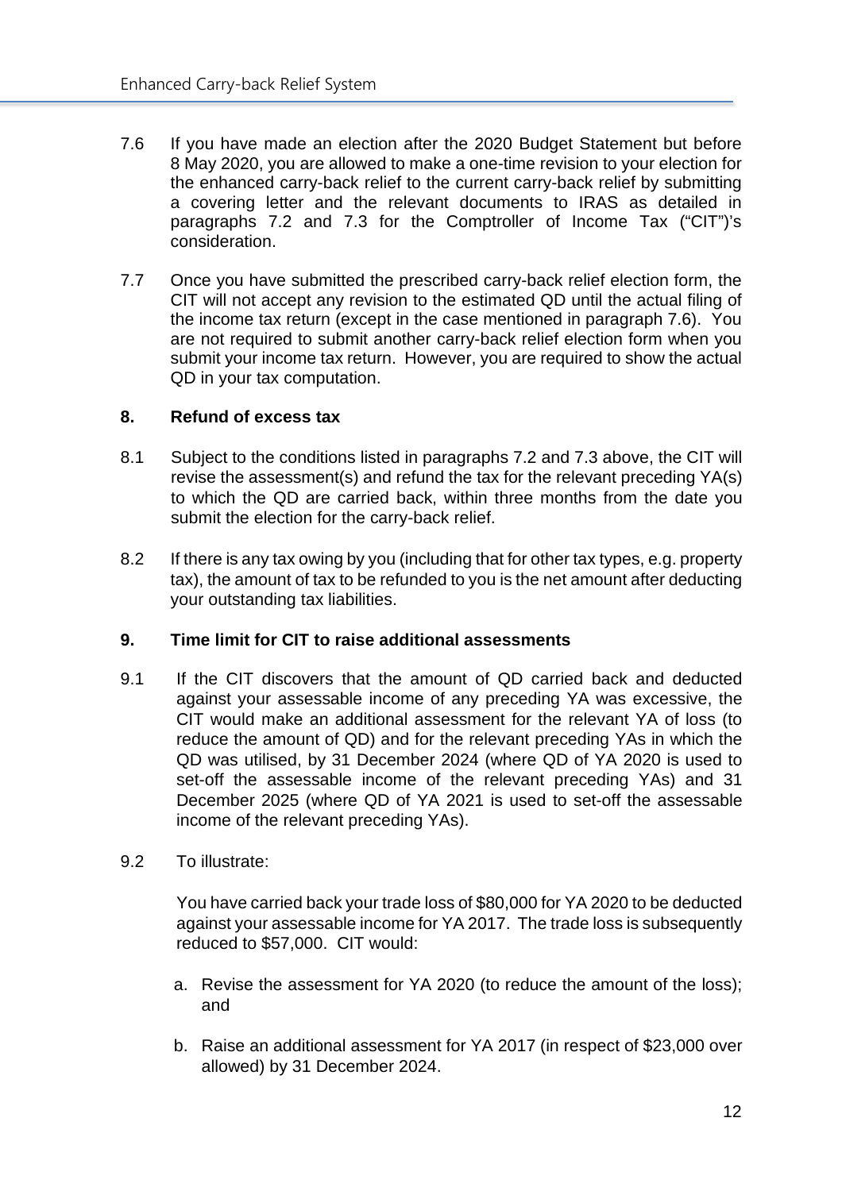7.6 If you have made an election after the 2020 Budget Statement but before 8 May 2020, you are allowed to make a one-time revision to your election for the enhanced carry-back relief to the current carry-back relief by submitting a covering letter and the relevant documents to IRAS as detailed in paragraphs 7.2 and 7.3 for the Comptroller of Income Tax ("CIT")'s consideration.

7.7 Once you have submitted the prescribed carry-back relief election form, the CIT will not accept any revision to the estimated QD until the actual filing of the income tax return (except in the case mentioned in paragraph 7.6). You are not required to submit another carry-back relief election form when you submit your income tax return. However, you are required to show the actual QD in your tax computation.

## 8. Refund of excess tax

8.1 Subject to the conditions listed in paragraphs 7.2 and 7.3 above, the CIT will revise the assessment(s) and refund the tax for the relevant preceding YA(s) to which the QD are carried back, within three months from the date you submit the election for the carry-back relief.

8.2 If there is any tax owing by you (including that for other tax types, e.g. property tax), the amount of tax to be refunded to you is the net amount after deducting your outstanding tax liabilities.

## 9. Time limit for CIT to raise additional assessments

9.1 If the CIT discovers that the amount of QD carried back and deducted against your assessable income of any preceding YA was excessive, the CIT would make an additional assessment for the relevant YA of loss (to reduce the amount of QD) and for the relevant preceding YAs in which the QD was utilised, by 31 December 2024 (where QD of YA 2020 is used to set-off the assessable income of the relevant preceding YAs) and 31 December 2025 (where QD of YA 2021 is used to set-off the assessable income of the relevant preceding YAs).

9.2 To illustrate:

You have carried back your trade loss of $80,000 for YA 2020 to be deducted against your assessable income for YA 2017. The trade loss is subsequently reduced to $57,000. CIT would:

a. Revise the assessment for YA 2020 (to reduce the amount of the loss); and

b. Raise an additional assessment for YA 2017 (in respect of $23,000 over allowed) by 31 December 2024.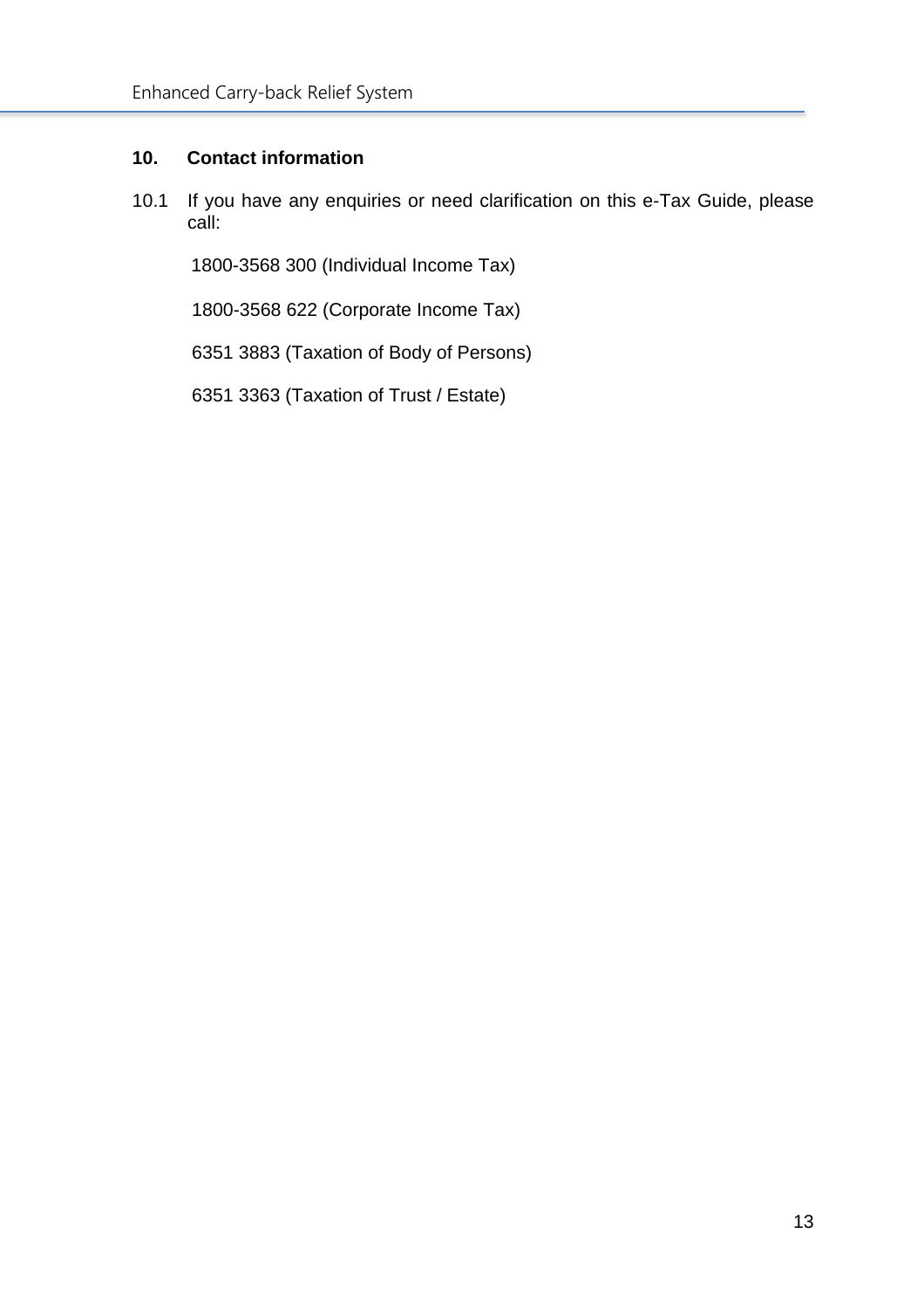## 10. Contact information

10.1 If you have any enquiries or need clarification on this e-Tax Guide, please call:

1800-3568 300 (Individual Income Tax)

1800-3568 622 (Corporate Income Tax)

6351 3883 (Taxation of Body of Persons)

6351 3363 (Taxation of Trust / Estate)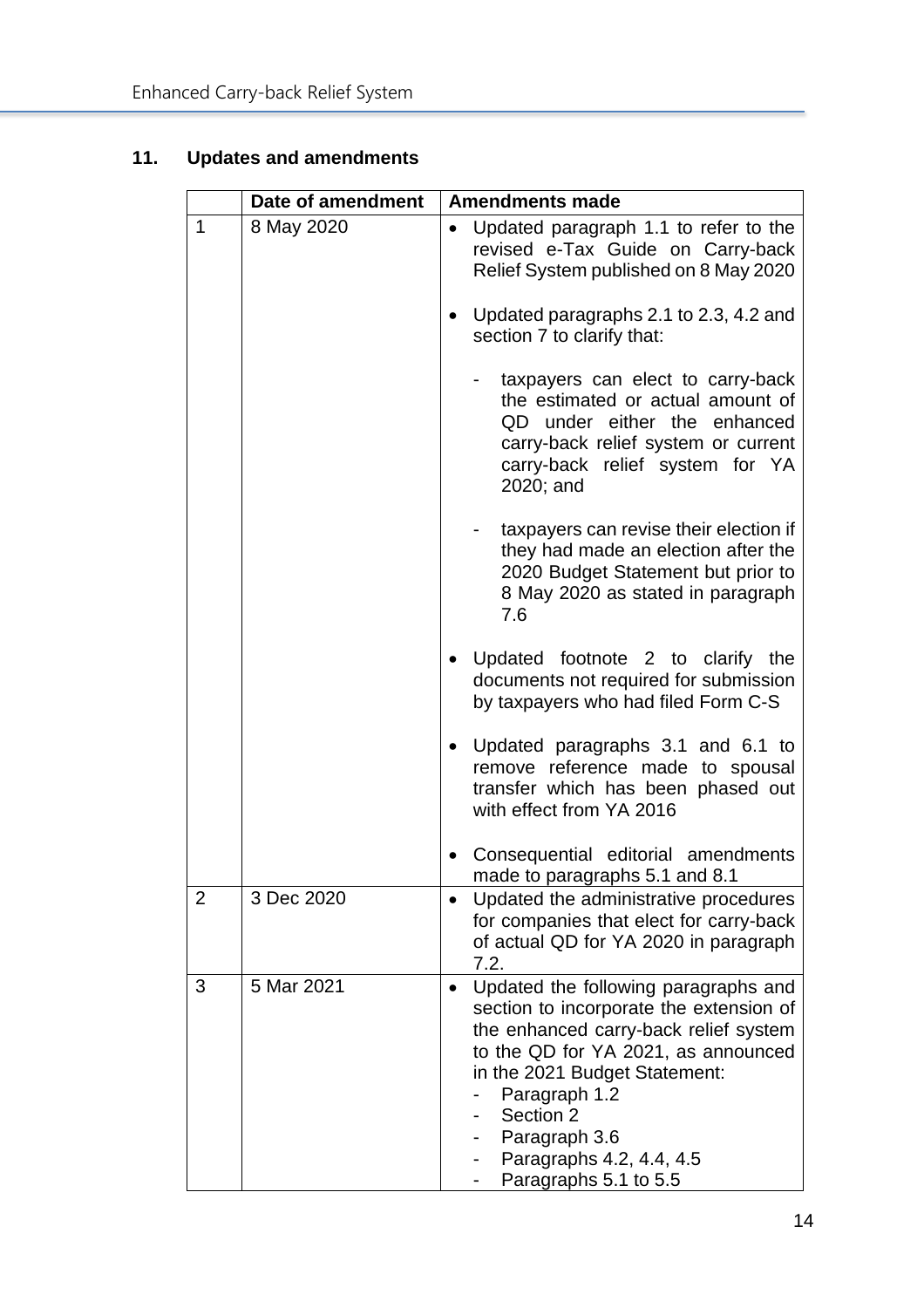## 11. Updates and amendments

| | Date of amendment | Amendments made |
|---|---|---|
| 1 | 8 May 2020 | • Updated paragraph 1.1 to refer to the revised e-Tax Guide on Carry-back Relief System published on 8 May 2020<br><br>• Updated paragraphs 2.1 to 2.3, 4.2 and section 7 to clarify that:<br><br>- taxpayers can elect to carry-back the estimated or actual amount of QD under either the enhanced carry-back relief system or current carry-back relief system for YA 2020; and<br><br>- taxpayers can revise their election if they had made an election after the 2020 Budget Statement but prior to 8 May 2020 as stated in paragraph 7.6<br><br>• Updated footnote 2 to clarify the documents not required for submission by taxpayers who had filed Form C-S<br><br>• Updated paragraphs 3.1 and 6.1 to remove reference made to spousal transfer which has been phased out with effect from YA 2016<br><br>• Consequential editorial amendments made to paragraphs 5.1 and 8.1 |
| 2 | 3 Dec 2020 | • Updated the administrative procedures for companies that elect for carry-back of actual QD for YA 2020 in paragraph 7.2. |
| 3 | 5 Mar 2021 | • Updated the following paragraphs and section to incorporate the extension of the enhanced carry-back relief system to the QD for YA 2021, as announced in the 2021 Budget Statement:<br>- Paragraph 1.2<br>- Section 2<br>- Paragraph 3.6<br>- Paragraphs 4.2, 4.4, 4.5<br>- Paragraphs 5.1 to 5.5 |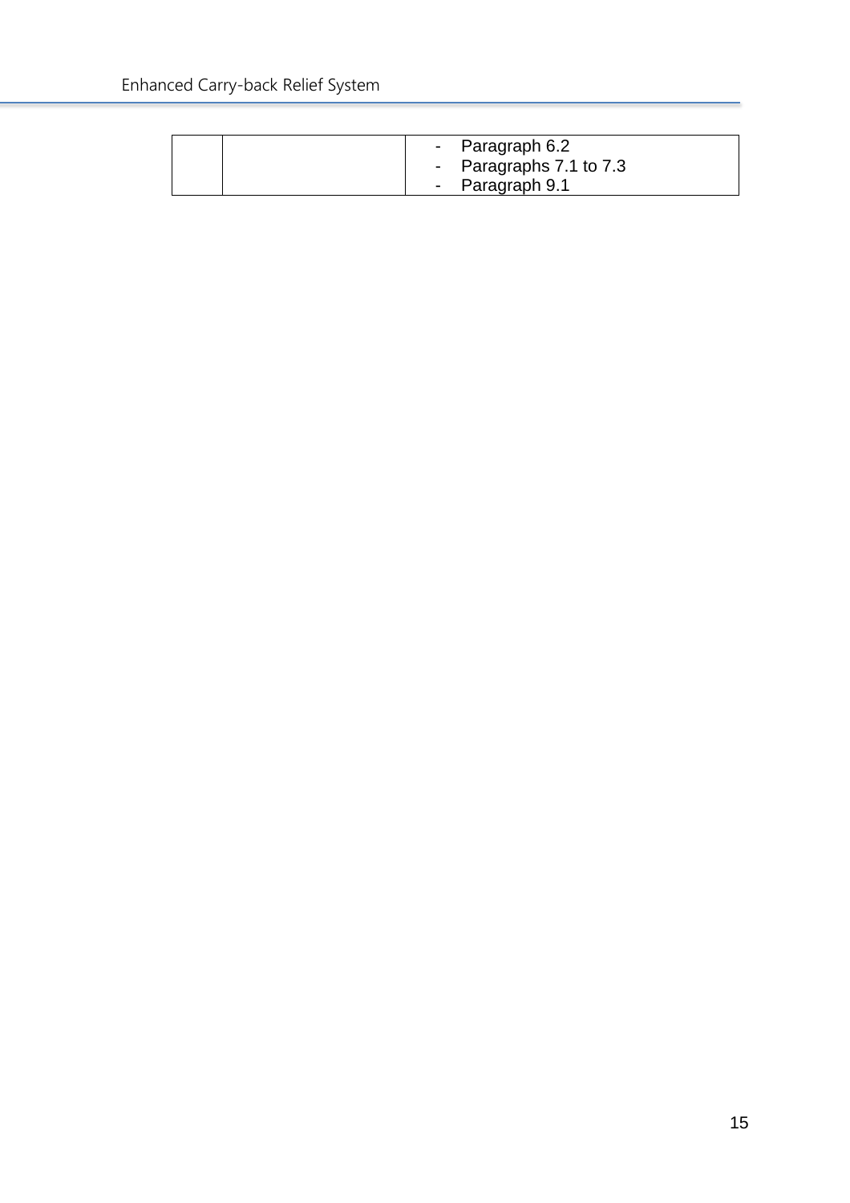| | | |
|---|---|---|
| | | - Paragraph 6.2<br>- Paragraphs 7.1 to 7.3<br>- Paragraph 9.1 |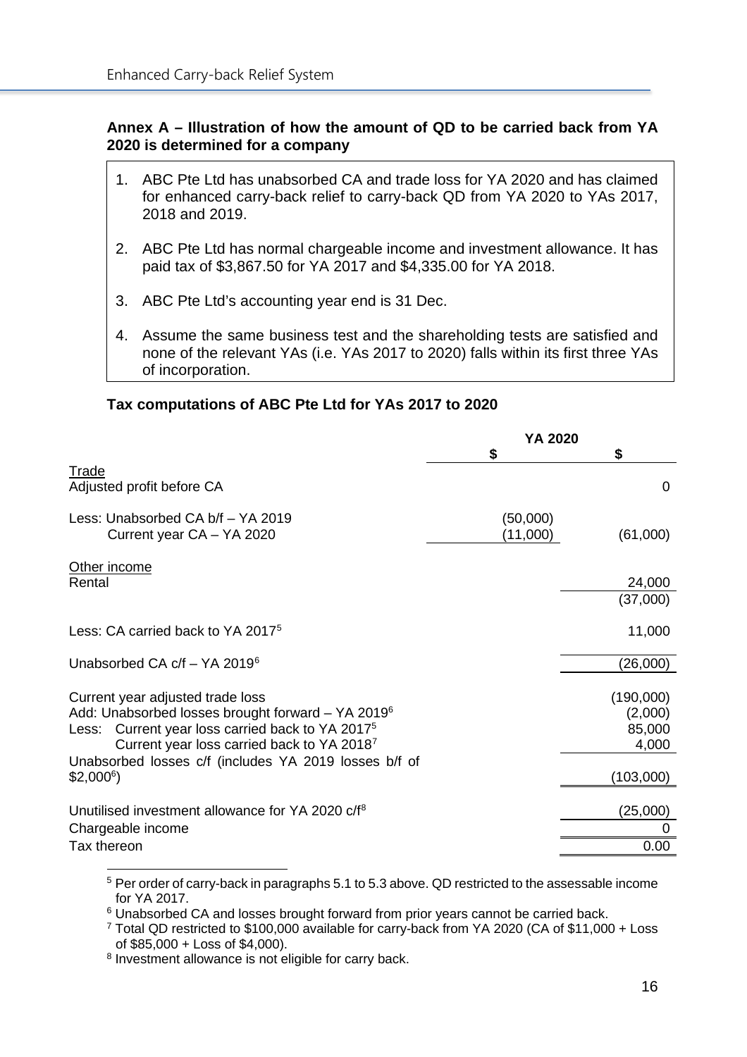**Annex A – Illustration of how the amount of QD to be carried back from YA 2020 is determined for a company**

1. ABC Pte Ltd has unabsorbed CA and trade loss for YA 2020 and has claimed for enhanced carry-back relief to carry-back QD from YA 2020 to YAs 2017, 2018 and 2019.
2. ABC Pte Ltd has normal chargeable income and investment allowance. It has paid tax of $3,867.50 for YA 2017 and $4,335.00 for YA 2018.
3. ABC Pte Ltd's accounting year end is 31 Dec.
4. Assume the same business test and the shareholding tests are satisfied and none of the relevant YAs (i.e. YAs 2017 to 2020) falls within its first three YAs of incorporation.

**Tax computations of ABC Pte Ltd for YAs 2017 to 2020**

| | YA 2020 | |
|---|---|---|
| | **$** | **$** |
| Trade | | |
| Adjusted profit before CA | | 0 |
| Less: Unabsorbed CA b/f – YA 2019 | (50,000) | |
| Current year CA – YA 2020 | (11,000) | (61,000) |
| Other income | | |
| Rental | | 24,000 |
| | | (37,000) |
| Less: CA carried back to YA 2017[5] | | 11,000 |
| Unabsorbed CA c/f – YA 2019[6] | | (26,000) |
| Current year adjusted trade loss | | (190,000) |
| Add: Unabsorbed losses brought forward – YA 2019[6] | | (2,000) |
| Less: Current year loss carried back to YA 2017[5] | | 85,000 |
| Current year loss carried back to YA 2018[7] | | 4,000 |
| Unabsorbed losses c/f (includes YA 2019 losses b/f of $2,000[6]) | | (103,000) |
| Unutilised investment allowance for YA 2020 c/f[8] | | (25,000) |
| Chargeable income | | 0 |
| Tax thereon | | 0.00 |

[5] Per order of carry-back in paragraphs 5.1 to 5.3 above. QD restricted to the assessable income for YA 2017.

[6] Unabsorbed CA and losses brought forward from prior years cannot be carried back.

[7] Total QD restricted to $100,000 available for carry-back from YA 2020 (CA of $11,000 + Loss of $85,000 + Loss of $4,000).

[8] Investment allowance is not eligible for carry back.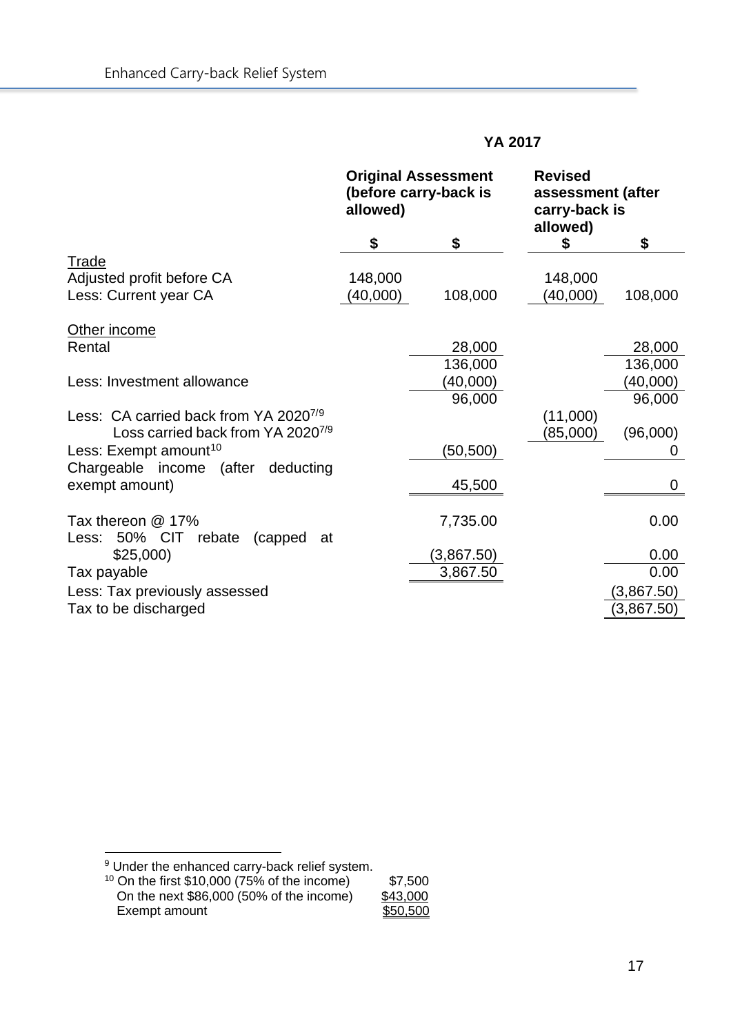| | YA 2017 | | | |
|---|---|---|---|---|
| | **Original Assessment (before carry-back is allowed)** | | **Revised assessment (after carry-back is allowed)** | |
| | **$** | **$** | **$** | **$** |
| <u>Trade</u> | | | | |
| Adjusted profit before CA | 148,000 | | 148,000 | |
| Less: Current year CA | (40,000) | 108,000 | (40,000) | 108,000 |
| <u>Other income</u> | | | | |
| Rental | | 28,000 | | 28,000 |
| | | 136,000 | | 136,000 |
| Less: Investment allowance | | (40,000) | | (40,000) |
| | | 96,000 | | 96,000 |
| Less: CA carried back from YA 2020[7/9] | | | (11,000) | |
| Loss carried back from YA 2020[7/9] | | | (85,000) | (96,000) |
| Less: Exempt amount[10] | | (50,500) | | 0 |
| Chargeable income (after deducting exempt amount) | | 45,500 | | 0 |
| Tax thereon @ 17% | | 7,735.00 | | 0.00 |
| Less: 50% CIT rebate (capped at $25,000) | | (3,867.50) | | 0.00 |
| Tax payable | | 3,867.50 | | 0.00 |
| Less: Tax previously assessed | | | | (3,867.50) |
| Tax to be discharged | | | | (3,867.50) |

[9] Under the enhanced carry-back relief system.

[10] On the first $10,000 (75% of the income) $7,500
On the next $86,000 (50% of the income) $43,000
Exempt amount $50,500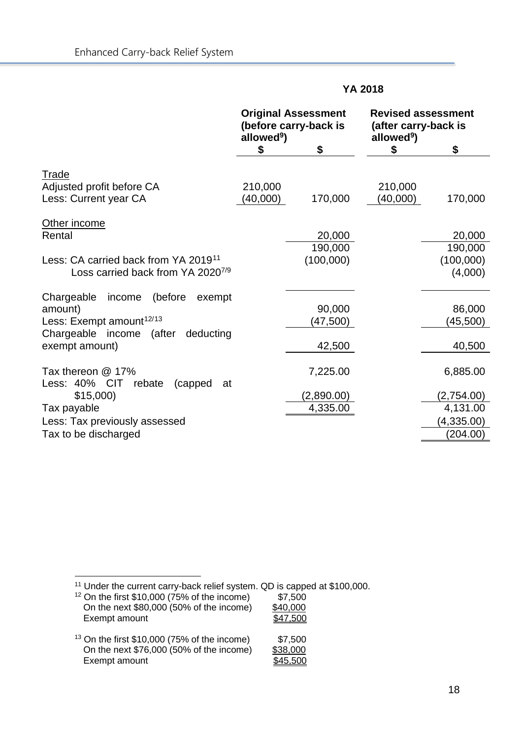| | YA 2018 | | | |
|---|---|---|---|---|
| | Original Assessment (before carry-back is allowed[9]) | | Revised assessment (after carry-back is allowed[9]) | |
| | $ | $ | $ | $ |
| Trade | | | | |
| Adjusted profit before CA | 210,000 | | 210,000 | |
| Less: Current year CA | (40,000) | 170,000 | (40,000) | 170,000 |
| Other income | | | | |
| Rental | | 20,000 | | 20,000 |
| | | 190,000 | | 190,000 |
| Less: CA carried back from YA 2019[11] | | (100,000) | | (100,000) |
| Loss carried back from YA 2020[7/9] | | | | (4,000) |
| Chargeable income (before exempt amount) | | 90,000 | | 86,000 |
| Less: Exempt amount[12/13] | | (47,500) | | (45,500) |
| Chargeable income (after deducting exempt amount) | | 42,500 | | 40,500 |
| Tax thereon @ 17% | | 7,225.00 | | 6,885.00 |
| Less: 40% CIT rebate (capped at $15,000) | | (2,890.00) | | (2,754.00) |
| Tax payable | | 4,335.00 | | 4,131.00 |
| Less: Tax previously assessed | | | | (4,335.00) |
| Tax to be discharged | | | | (204.00) |

---

[11] Under the current carry-back relief system. QD is capped at $100,000.

[12]

| | |
|---|---|
| On the first $10,000 (75% of the income) | $7,500 |
| On the next $80,000 (50% of the income) | $40,000 |
| Exempt amount | $47,500 |

[13]

| | |
|---|---|
| On the first $10,000 (75% of the income) | $7,500 |
| On the next $76,000 (50% of the income) | $38,000 |
| Exempt amount | $45,500 |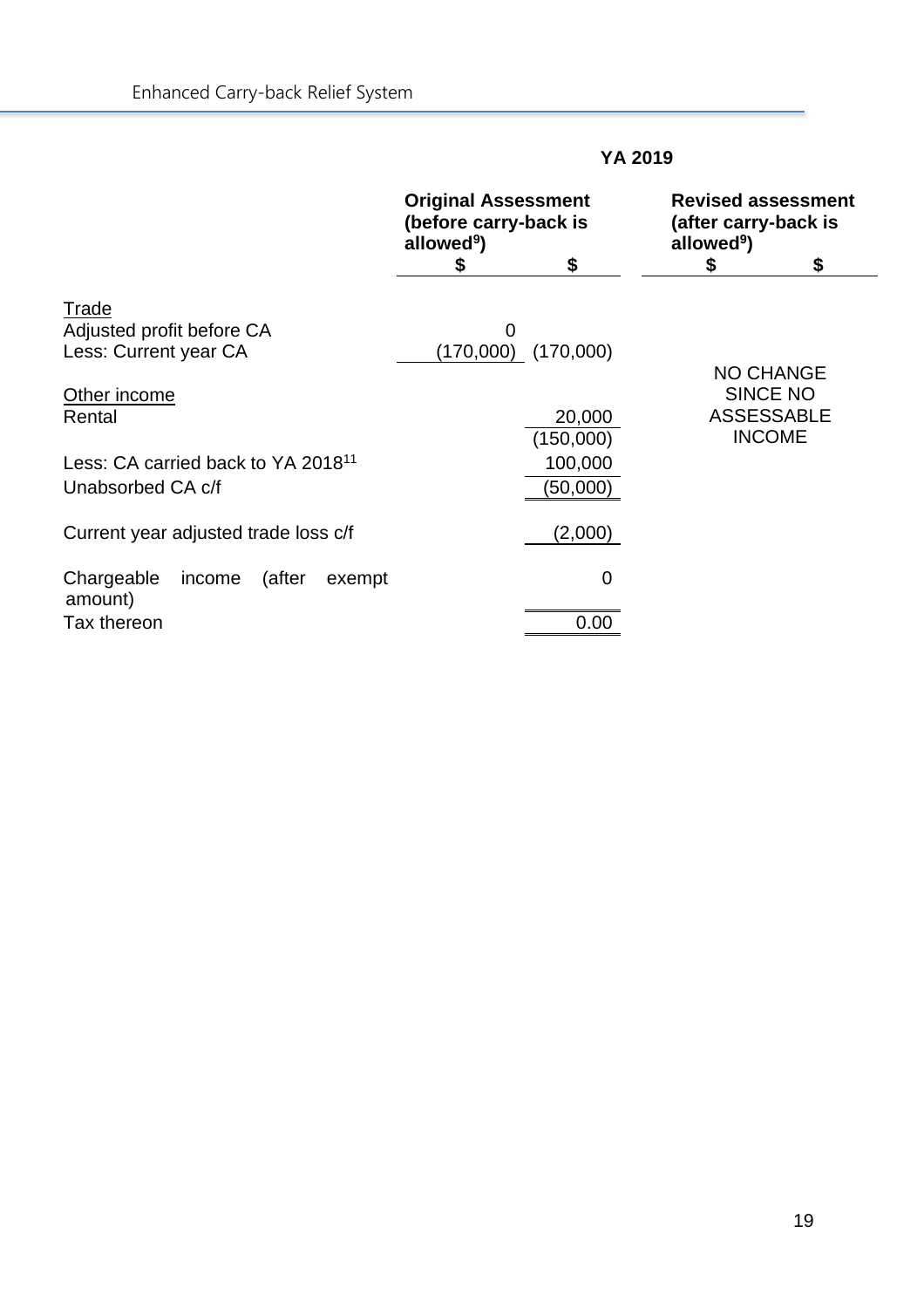| | YA 2019 | | | |
|---|---|---|---|---|
| | **Original Assessment (before carry-back is allowed[9])** | | **Revised assessment (after carry-back is allowed[9])** | |
| | **$** | **$** | **$** | **$** |
| Trade | | | | |
| Adjusted profit before CA | 0 | | | |
| Less: Current year CA | (170,000) | (170,000) | | |
| Other income | | | NO CHANGE SINCE NO ASSESSABLE INCOME | |
| Rental | | 20,000 | | |
| | | (150,000) | | |
| Less: CA carried back to YA 2018[11] | | 100,000 | | |
| Unabsorbed CA c/f | | (50,000) | | |
| Current year adjusted trade loss c/f | | (2,000) | | |
| Chargeable income (after exempt amount) | | 0 | | |
| Tax thereon | | 0.00 | | |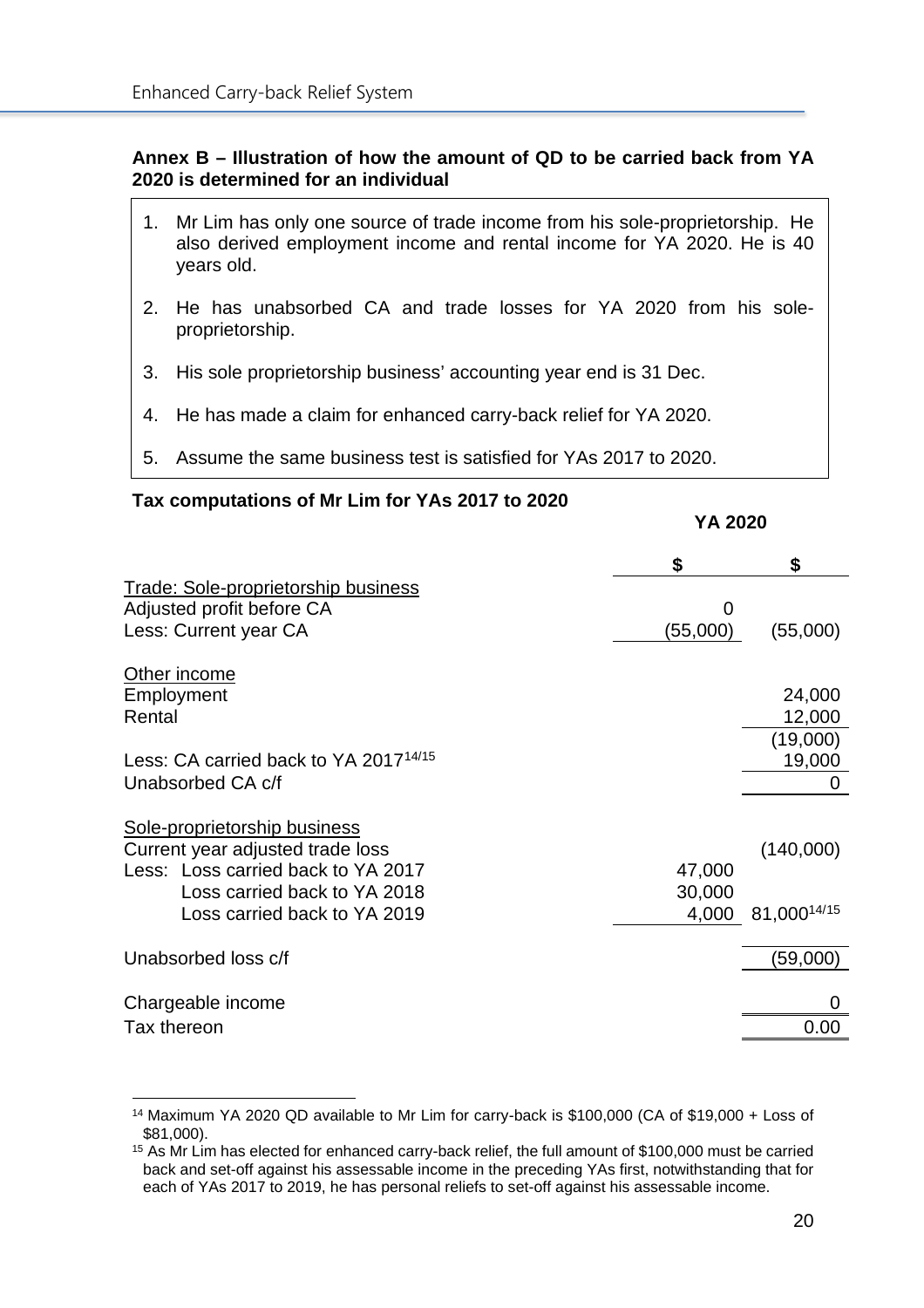**Annex B – Illustration of how the amount of QD to be carried back from YA 2020 is determined for an individual**

1. Mr Lim has only one source of trade income from his sole-proprietorship. He also derived employment income and rental income for YA 2020. He is 40 years old.
2. He has unabsorbed CA and trade losses for YA 2020 from his sole-proprietorship.
3. His sole proprietorship business' accounting year end is 31 Dec.
4. He has made a claim for enhanced carry-back relief for YA 2020.
5. Assume the same business test is satisfied for YAs 2017 to 2020.

**Tax computations of Mr Lim for YAs 2017 to 2020**

| | **YA 2020** | |
|---|---|---|
| | **$** | **$** |
| Trade: Sole-proprietorship business | | |
| Adjusted profit before CA | 0 | |
| Less: Current year CA | (55,000) | (55,000) |
| Other income | | |
| Employment | | 24,000 |
| Rental | | 12,000 |
| | | (19,000) |
| Less: CA carried back to YA 2017[14/15] | | 19,000 |
| Unabsorbed CA c/f | | 0 |
| Sole-proprietorship business | | |
| Current year adjusted trade loss | | (140,000) |
| Less: Loss carried back to YA 2017 | 47,000 | |
| Loss carried back to YA 2018 | 30,000 | |
| Loss carried back to YA 2019 | 4,000 | 81,000[14/15] |
| Unabsorbed loss c/f | | (59,000) |
| Chargeable income | | 0 |
| Tax thereon | | 0.00 |

[14] Maximum YA 2020 QD available to Mr Lim for carry-back is $100,000 (CA of $19,000 + Loss of $81,000).

[15] As Mr Lim has elected for enhanced carry-back relief, the full amount of $100,000 must be carried back and set-off against his assessable income in the preceding YAs first, notwithstanding that for each of YAs 2017 to 2019, he has personal reliefs to set-off against his assessable income.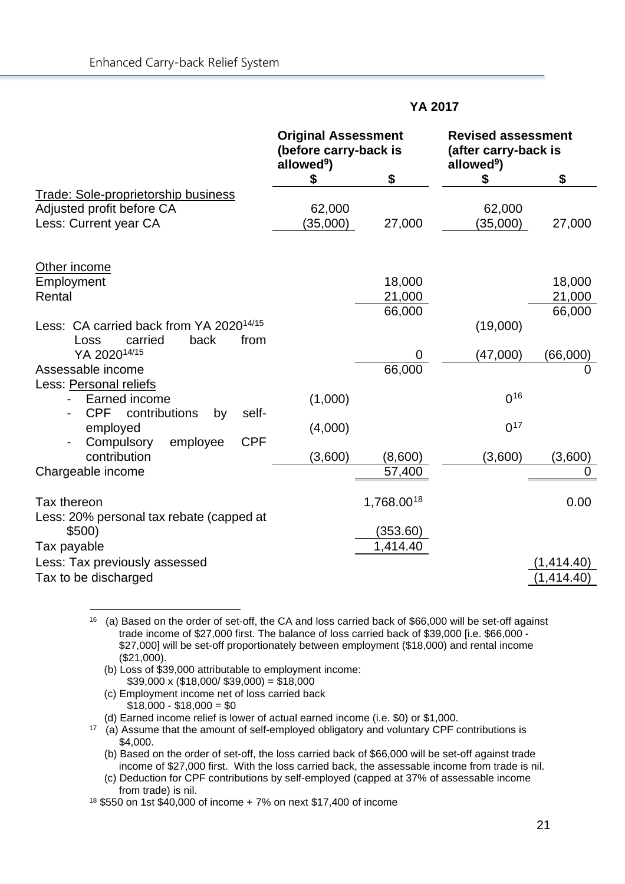| | YA 2017 | | | |
|---|---|---|---|---|
| | Original Assessment (before carry-back is allowed[9]) | | Revised assessment (after carry-back is allowed[9]) | |
| | $ | $ | $ | $ |
| Trade: Sole-proprietorship business | | | | |
| Adjusted profit before CA | 62,000 | | 62,000 | |
| Less: Current year CA | (35,000) | 27,000 | (35,000) | 27,000 |
| Other income | | | | |
| Employment | | 18,000 | | 18,000 |
| Rental | | 21,000 | | 21,000 |
| | | 66,000 | | 66,000 |
| Less: CA carried back from YA 2020[14/15] | | | (19,000) | |
| Loss carried back from YA 2020[14/15] | | 0 | (47,000) | (66,000) |
| Assessable income | | 66,000 | | 0 |
| Less: Personal reliefs | | | | |
| - Earned income | (1,000) | | 0[16] | |
| - CPF contributions by self-employed | (4,000) | | 0[17] | |
| - Compulsory employee CPF contribution | (3,600) | (8,600) | (3,600) | (3,600) |
| Chargeable income | | 57,400 | | 0 |
| Tax thereon | | 1,768.00[18] | | 0.00 |
| Less: 20% personal tax rebate (capped at $500) | | (353.60) | | |
| Tax payable | | 1,414.40 | | |
| Less: Tax previously assessed | | | | (1,414.40) |
| Tax to be discharged | | | | (1,414.40) |

---

[16] (a) Based on the order of set-off, the CA and loss carried back of $66,000 will be set-off against trade income of $27,000 first. The balance of loss carried back of $39,000 [i.e. $66,000 - $27,000] will be set-off proportionately between employment ($18,000) and rental income ($21,000).
(b) Loss of $39,000 attributable to employment income:
$39,000 x ($18,000/ $39,000) = $18,000
(c) Employment income net of loss carried back
$18,000 - $18,000 = $0
(d) Earned income relief is lower of actual earned income (i.e. $0) or $1,000.

[17] (a) Assume that the amount of self-employed obligatory and voluntary CPF contributions is $4,000.
(b) Based on the order of set-off, the loss carried back of $66,000 will be set-off against trade income of $27,000 first. With the loss carried back, the assessable income from trade is nil.
(c) Deduction for CPF contributions by self-employed (capped at 37% of assessable income from trade) is nil.

[18] $550 on 1st $40,000 of income + 7% on next $17,400 of income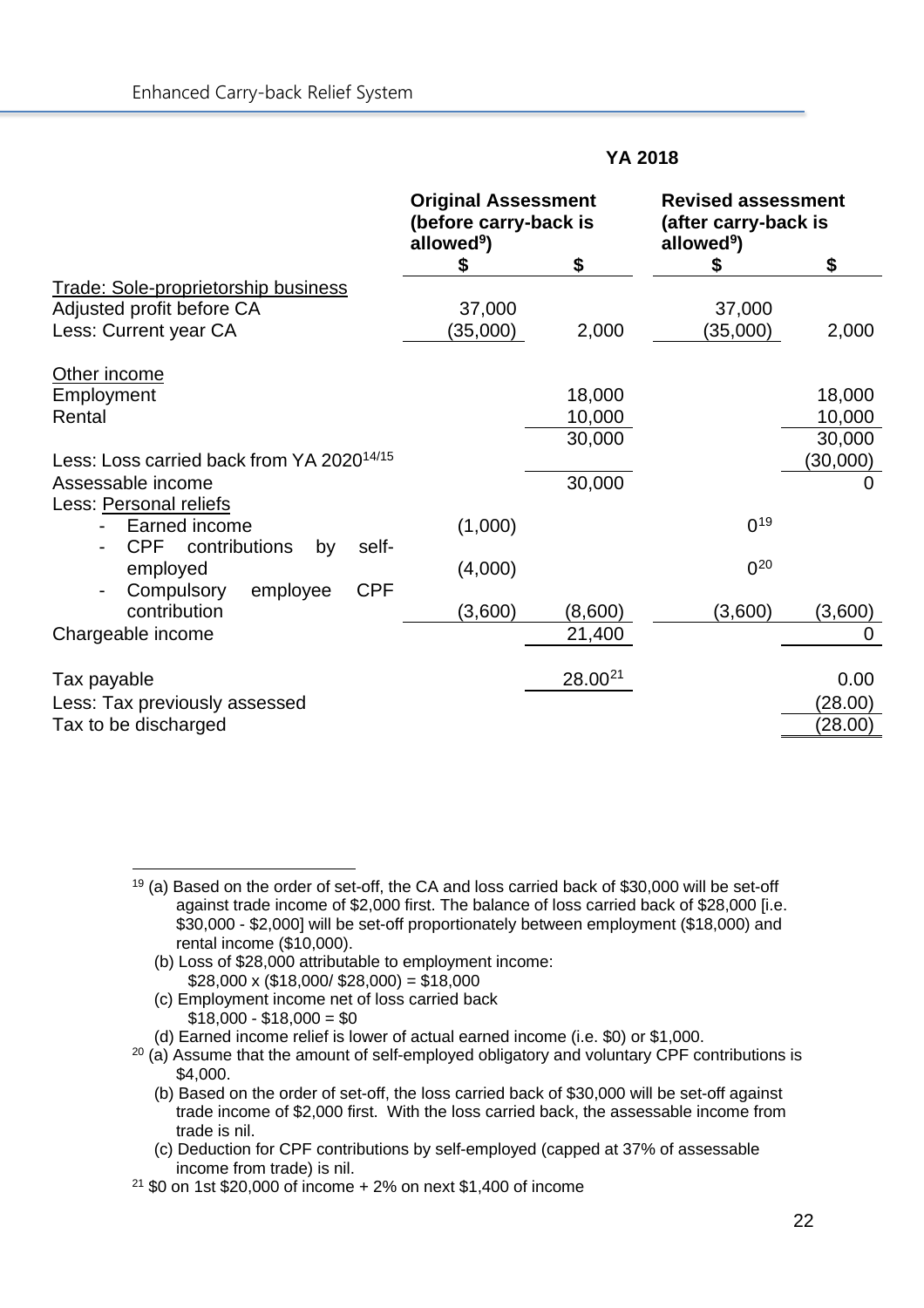| | YA 2018 | | | |
|---|---|---|---|---|
| | **Original Assessment (before carry-back is allowed[9])** | | **Revised assessment (after carry-back is allowed[9])** | |
| | **$** | **$** | **$** | **$** |
| Trade: Sole-proprietorship business | | | | |
| Adjusted profit before CA | 37,000 | | 37,000 | |
| Less: Current year CA | (35,000) | 2,000 | (35,000) | 2,000 |
| Other income | | | | |
| Employment | | 18,000 | | 18,000 |
| Rental | | 10,000 | | 10,000 |
| | | 30,000 | | 30,000 |
| Less: Loss carried back from YA 2020[14/15] | | | | (30,000) |
| Assessable income | | 30,000 | | 0 |
| Less: Personal reliefs | | | | |
| - Earned income | (1,000) | | 0[19] | |
| - CPF contributions by self-employed | (4,000) | | 0[20] | |
| - Compulsory employee CPF contribution | (3,600) | (8,600) | (3,600) | (3,600) |
| Chargeable income | | 21,400 | | 0 |
| Tax payable | | 28.00[21] | | 0.00 |
| Less: Tax previously assessed | | | | (28.00) |
| Tax to be discharged | | | | (28.00) |

---

[19] (a) Based on the order of set-off, the CA and loss carried back of $30,000 will be set-off against trade income of $2,000 first. The balance of loss carried back of $28,000 [i.e. $30,000 - $2,000] will be set-off proportionately between employment ($18,000) and rental income ($10,000).

(b) Loss of $28,000 attributable to employment income:
$28,000 x ($18,000/ $28,000) = $18,000

(c) Employment income net of loss carried back
$18,000 - $18,000 = $0

(d) Earned income relief is lower of actual earned income (i.e. $0) or $1,000.

[20] (a) Assume that the amount of self-employed obligatory and voluntary CPF contributions is $4,000.

(b) Based on the order of set-off, the loss carried back of $30,000 will be set-off against trade income of $2,000 first. With the loss carried back, the assessable income from trade is nil.

(c) Deduction for CPF contributions by self-employed (capped at 37% of assessable income from trade) is nil.

[21] $0 on 1st $20,000 of income + 2% on next $1,400 of income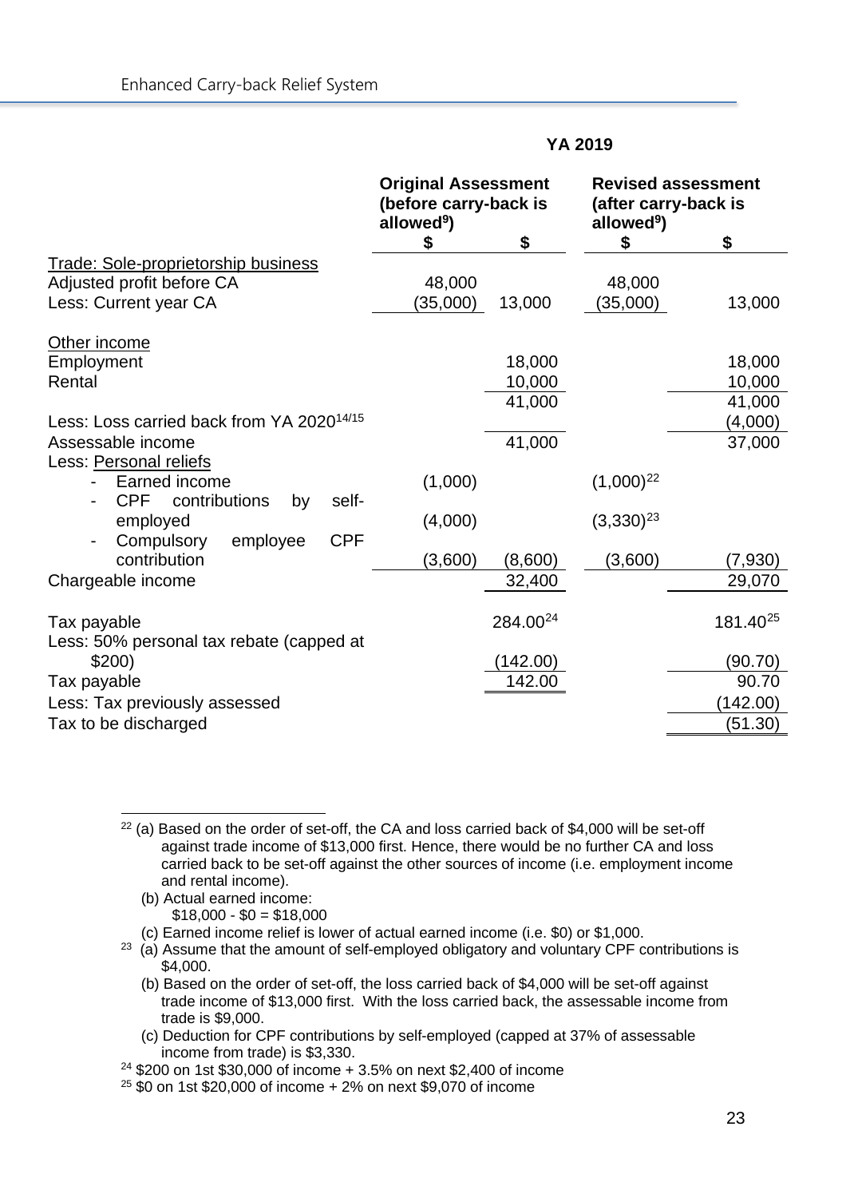| | YA 2019 | | | |
|---|---|---|---|---|
| | **Original Assessment (before carry-back is allowed[9])** | | **Revised assessment (after carry-back is allowed[9])** | |
| | **$** | **$** | **$** | **$** |
| <u>Trade: Sole-proprietorship business</u> | | | | |
| Adjusted profit before CA | 48,000 | | 48,000 | |
| Less: Current year CA | (35,000) | 13,000 | (35,000) | 13,000 |
| <u>Other income</u> | | | | |
| Employment | | 18,000 | | 18,000 |
| Rental | | 10,000 | | 10,000 |
| | | 41,000 | | 41,000 |
| Less: Loss carried back from YA 2020[14/15] | | | | (4,000) |
| Assessable income | | 41,000 | | 37,000 |
| Less: <u>Personal reliefs</u> | | | | |
| - Earned income | (1,000) | | (1,000)[22] | |
| - CPF contributions by self-employed | (4,000) | | (3,330)[23] | |
| - Compulsory employee CPF contribution | (3,600) | (8,600) | (3,600) | (7,930) |
| Chargeable income | | 32,400 | | 29,070 |
| Tax payable | | 284.00[24] | | 181.40[25] |
| Less: 50% personal tax rebate (capped at $200) | | (142.00) | | (90.70) |
| Tax payable | | 142.00 | | 90.70 |
| Less: Tax previously assessed | | | | (142.00) |
| Tax to be discharged | | | | (51.30) |

---

[22] (a) Based on the order of set-off, the CA and loss carried back of $4,000 will be set-off against trade income of $13,000 first. Hence, there would be no further CA and loss carried back to be set-off against the other sources of income (i.e. employment income and rental income).
(b) Actual earned income:
$18,000 - $0 = $18,000
(c) Earned income relief is lower of actual earned income (i.e. $0) or $1,000.

[23] (a) Assume that the amount of self-employed obligatory and voluntary CPF contributions is $4,000.
(b) Based on the order of set-off, the loss carried back of $4,000 will be set-off against trade income of $13,000 first. With the loss carried back, the assessable income from trade is $9,000.
(c) Deduction for CPF contributions by self-employed (capped at 37% of assessable income from trade) is $3,330.

[24] $200 on 1st $30,000 of income + 3.5% on next $2,400 of income

[25] $0 on 1st $20,000 of income + 2% on next $9,070 of income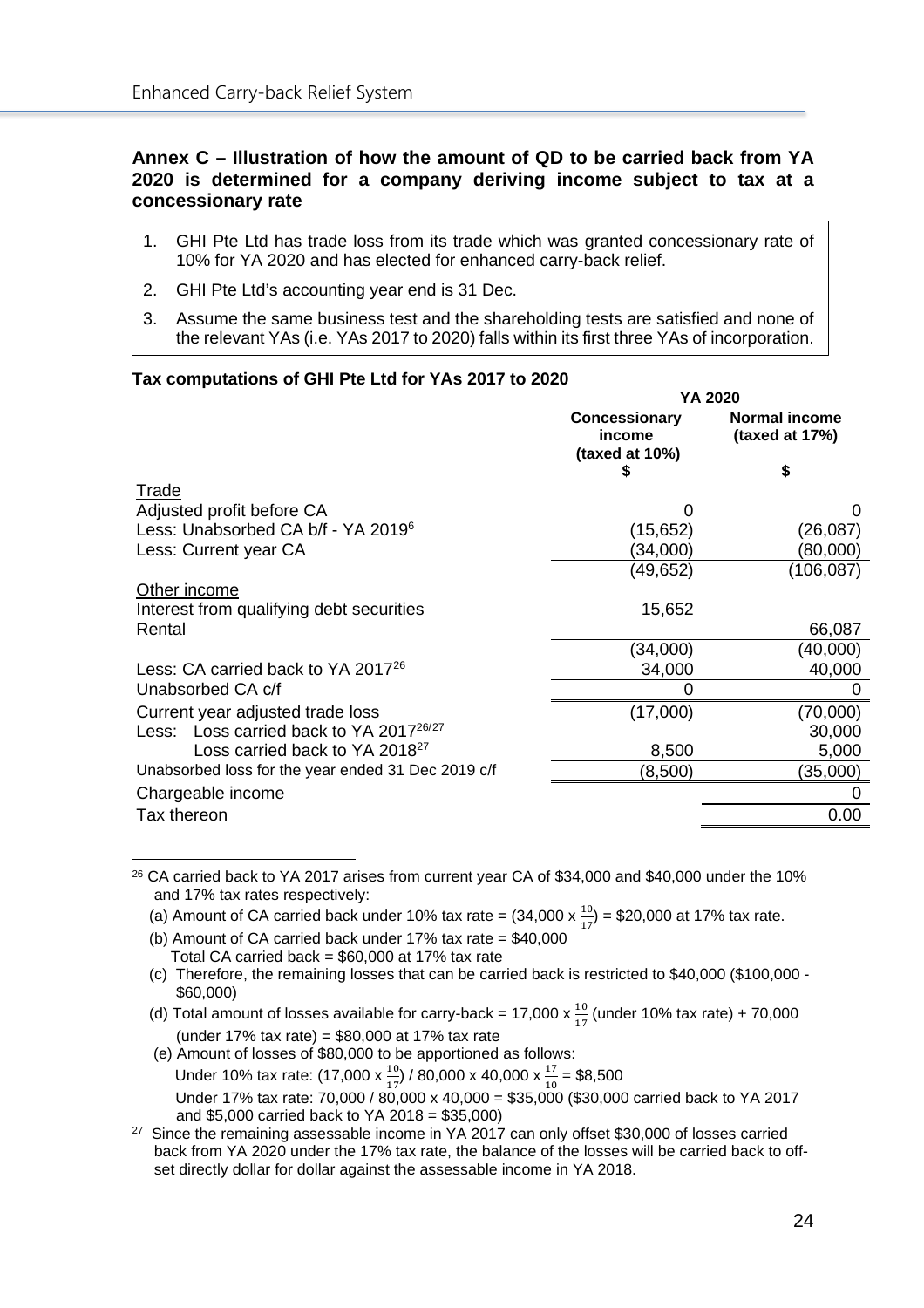## Annex C – Illustration of how the amount of QD to be carried back from YA 2020 is determined for a company deriving income subject to tax at a concessionary rate

1. GHI Pte Ltd has trade loss from its trade which was granted concessionary rate of 10% for YA 2020 and has elected for enhanced carry-back relief.
2. GHI Pte Ltd's accounting year end is 31 Dec.
3. Assume the same business test and the shareholding tests are satisfied and none of the relevant YAs (i.e. YAs 2017 to 2020) falls within its first three YAs of incorporation.

**Tax computations of GHI Pte Ltd for YAs 2017 to 2020**

| | YA 2020 | |
|---|---|---|
| | **Concessionary income (taxed at 10%)** | **Normal income (taxed at 17%)** |
| | **$** | **$** |
| Trade | | |
| Adjusted profit before CA | 0 | 0 |
| Less: Unabsorbed CA b/f - YA 2019[6] | (15,652) | (26,087) |
| Less: Current year CA | (34,000) | (80,000) |
| | (49,652) | (106,087) |
| Other income | | |
| Interest from qualifying debt securities | 15,652 | |
| Rental | | 66,087 |
| | (34,000) | (40,000) |
| Less: CA carried back to YA 2017[26] | 34,000 | 40,000 |
| Unabsorbed CA c/f | 0 | 0 |
| Current year adjusted trade loss | (17,000) | (70,000) |
| Less: Loss carried back to YA 2017[26/27] | | 30,000 |
| Loss carried back to YA 2018[27] | 8,500 | 5,000 |
| Unabsorbed loss for the year ended 31 Dec 2019 c/f | (8,500) | (35,000) |
| Chargeable income | | 0 |
| Tax thereon | | 0.00 |

[26] CA carried back to YA 2017 arises from current year CA of $34,000 and $40,000 under the 10% and 17% tax rates respectively:

(a) Amount of CA carried back under 10% tax rate = ($34{,}000 \times \frac{10}{17}$) = $20,000 at 17% tax rate.

(b) Amount of CA carried back under 17% tax rate = $40,000
Total CA carried back = $60,000 at 17% tax rate

(c) Therefore, the remaining losses that can be carried back is restricted to $40,000 ($100,000 - $60,000)

(d) Total amount of losses available for carry-back = $17{,}000 \times \frac{10}{17}$ (under 10% tax rate) + 70,000 (under 17% tax rate) = $80,000 at 17% tax rate

(e) Amount of losses of $80,000 to be apportioned as follows:
Under 10% tax rate: ($17{,}000 \times \frac{10}{17}$) / $80{,}000 \times 40{,}000 \times \frac{17}{10}$ = $8,500
Under 17% tax rate: 70,000 / 80,000 x 40,000 = $35,000 ($30,000 carried back to YA 2017 and $5,000 carried back to YA 2018 = $35,000)

[27] Since the remaining assessable income in YA 2017 can only offset $30,000 of losses carried back from YA 2020 under the 17% tax rate, the balance of the losses will be carried back to off-set directly dollar for dollar against the assessable income in YA 2018.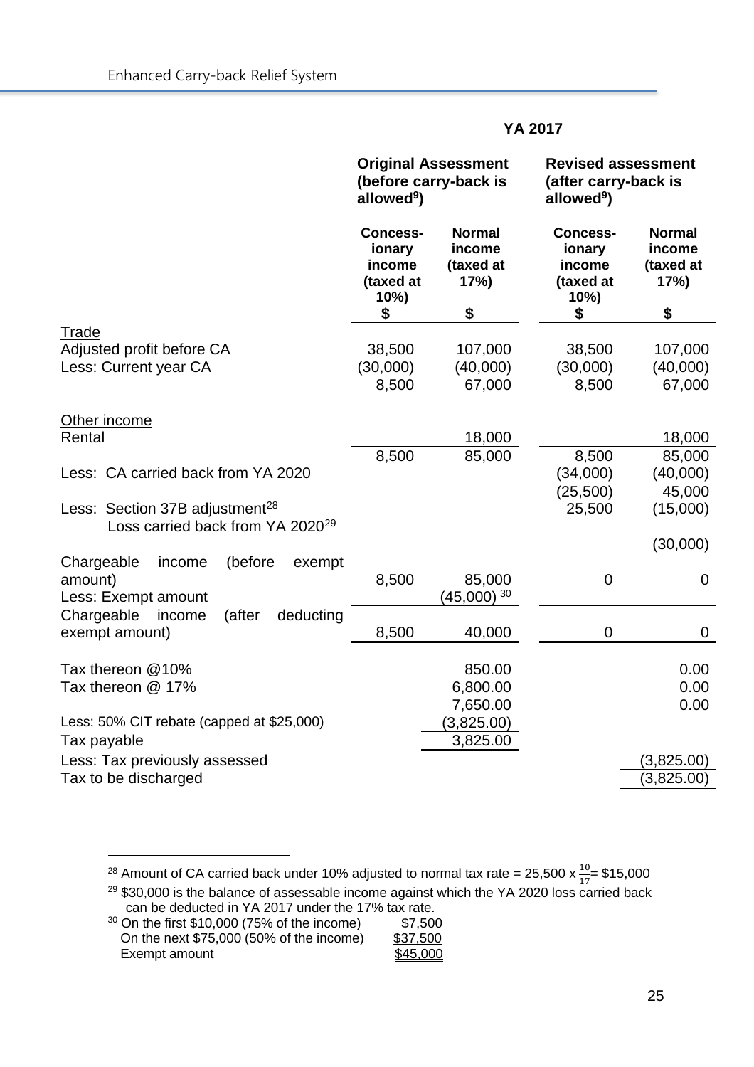**YA 2017**

| | Original Assessment (before carry-back is allowed[9]) | | Revised assessment (after carry-back is allowed[9]) | |
|---|---|---|---|---|
| | Concess-ionary income (taxed at 10%) | Normal income (taxed at 17%) | Concess-ionary income (taxed at 10%) | Normal income (taxed at 17%) |
| | $ | $ | $ | $ |
| Trade | | | | |
| Adjusted profit before CA | 38,500 | 107,000 | 38,500 | 107,000 |
| Less: Current year CA | (30,000) | (40,000) | (30,000) | (40,000) |
| | 8,500 | 67,000 | 8,500 | 67,000 |
| Other income | | | | |
| Rental | | 18,000 | | 18,000 |
| | 8,500 | 85,000 | 8,500 | 85,000 |
| Less: CA carried back from YA 2020 | | | (34,000) | (40,000) |
| | | | (25,500) | 45,000 |
| Less: Section 37B adjustment[28] | | | 25,500 | (15,000) |
| Loss carried back from YA 2020[29] | | | | (30,000) |
| Chargeable income (before exempt amount) | 8,500 | 85,000 | 0 | 0 |
| Less: Exempt amount | | (45,000) [30] | | |
| Chargeable income (after deducting exempt amount) | 8,500 | 40,000 | 0 | 0 |
| Tax thereon @10% | | 850.00 | | 0.00 |
| Tax thereon @ 17% | | 6,800.00 | | 0.00 |
| | | 7,650.00 | | 0.00 |
| Less: 50% CIT rebate (capped at $25,000) | | (3,825.00) | | |
| Tax payable | | 3,825.00 | | |
| Less: Tax previously assessed | | | | (3,825.00) |
| Tax to be discharged | | | | (3,825.00) |

[28] Amount of CA carried back under 10% adjusted to normal tax rate = 25,500 x $\frac{10}{17}$= $15,000

[29] $30,000 is the balance of assessable income against which the YA 2020 loss carried back can be deducted in YA 2017 under the 17% tax rate.

[30] On the first $10,000 (75% of the income) $7,500
On the next $75,000 (50% of the income) $37,500
Exempt amount $45,000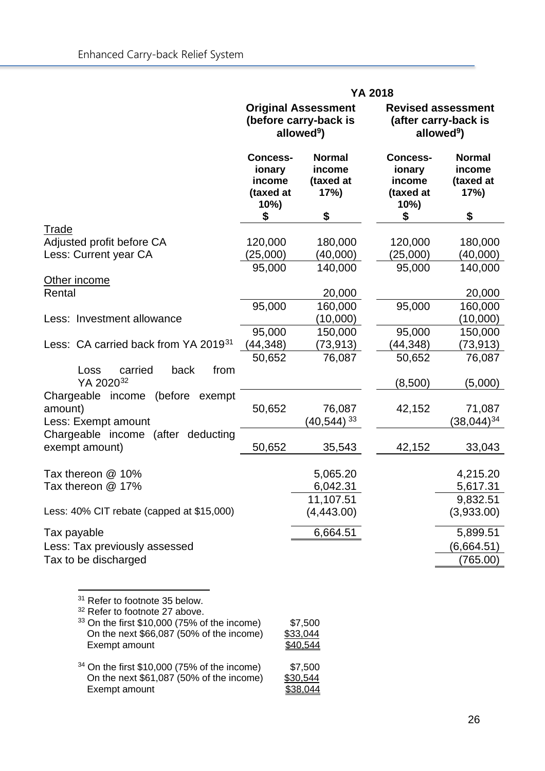| | YA 2018 | | | |
|---|---|---|---|---|
| | Original Assessment (before carry-back is allowed[9]) | | Revised assessment (after carry-back is allowed[9]) | |
| | Concess-ionary income (taxed at 10%) | Normal income (taxed at 17%) | Concess-ionary income (taxed at 10%) | Normal income (taxed at 17%) |
| | $ | $ | $ | $ |
| Trade | | | | |
| Adjusted profit before CA | 120,000 | 180,000 | 120,000 | 180,000 |
| Less: Current year CA | (25,000) | (40,000) | (25,000) | (40,000) |
| | 95,000 | 140,000 | 95,000 | 140,000 |
| Other income | | | | |
| Rental | | 20,000 | | 20,000 |
| | 95,000 | 160,000 | 95,000 | 160,000 |
| Less: Investment allowance | | (10,000) | | (10,000) |
| | 95,000 | 150,000 | 95,000 | 150,000 |
| Less: CA carried back from YA 2019[31] | (44,348) | (73,913) | (44,348) | (73,913) |
| | 50,652 | 76,087 | 50,652 | 76,087 |
| Loss carried back from YA 2020[32] | | | (8,500) | (5,000) |
| Chargeable income (before exempt amount) | 50,652 | 76,087 | 42,152 | 71,087 |
| Less: Exempt amount | | (40,544) [33] | | (38,044)[34] |
| Chargeable income (after deducting exempt amount) | 50,652 | 35,543 | 42,152 | 33,043 |
| Tax thereon @ 10% | | 5,065.20 | | 4,215.20 |
| Tax thereon @ 17% | | 6,042.31 | | 5,617.31 |
| | | 11,107.51 | | 9,832.51 |
| Less: 40% CIT rebate (capped at $15,000) | | (4,443.00) | | (3,933.00) |
| Tax payable | | 6,664.51 | | 5,899.51 |
| Less: Tax previously assessed | | | | (6,664.51) |
| Tax to be discharged | | | | (765.00) |

[31] Refer to footnote 35 below.

[32] Refer to footnote 27 above.

[33] On the first $10,000 (75% of the income) $7,500
On the next $66,087 (50% of the income) $33,044
Exempt amount $40,544

[34] On the first $10,000 (75% of the income) $7,500
On the next $61,087 (50% of the income) $30,544
Exempt amount $38,044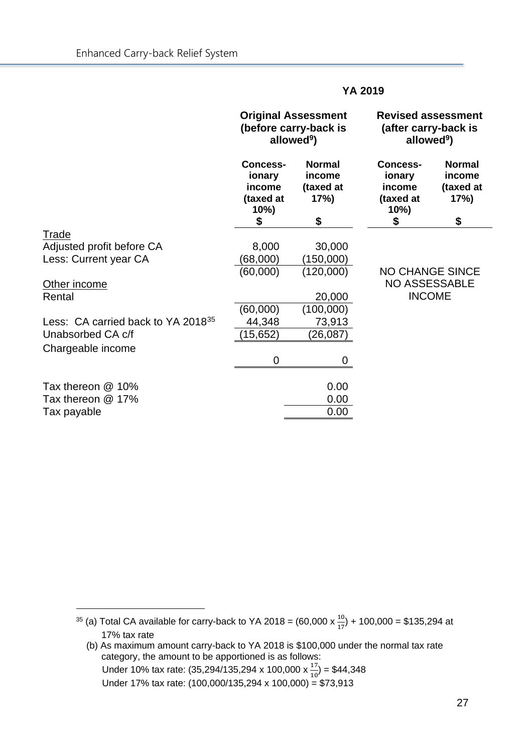| | YA 2019 | | | |
|---|---|---|---|---|
| | Original Assessment (before carry-back is allowed[9]) | | Revised assessment (after carry-back is allowed[9]) | |
| | Concess-ionary income (taxed at 10%) | Normal income (taxed at 17%) | Concess-ionary income (taxed at 10%) | Normal income (taxed at 17%) |
| | $ | $ | $ | $ |
| Trade | | | | |
| Adjusted profit before CA | 8,000 | 30,000 | | |
| Less: Current year CA | (68,000) | (150,000) | | |
| | (60,000) | (120,000) | NO CHANGE SINCE NO ASSESSABLE INCOME | |
| Other income | | | | |
| Rental | | 20,000 | | |
| | (60,000) | (100,000) | | |
| Less: CA carried back to YA 2018[35] | 44,348 | 73,913 | | |
| Unabsorbed CA c/f | (15,652) | (26,087) | | |
| Chargeable income | 0 | 0 | | |
| Tax thereon @ 10% | | 0.00 | | |
| Tax thereon @ 17% | | 0.00 | | |
| Tax payable | | 0.00 | | |

---

[35] (a) Total CA available for carry-back to YA 2018 = (60,000 x $\frac{10}{17}$) + 100,000 = $135,294 at 17% tax rate

(b) As maximum amount carry-back to YA 2018 is $100,000 under the normal tax rate category, the amount to be apportioned is as follows:

Under 10% tax rate: (35,294/135,294 x 100,000 x $\frac{17}{10}$) = $44,348

Under 17% tax rate: (100,000/135,294 x 100,000) = $73,913